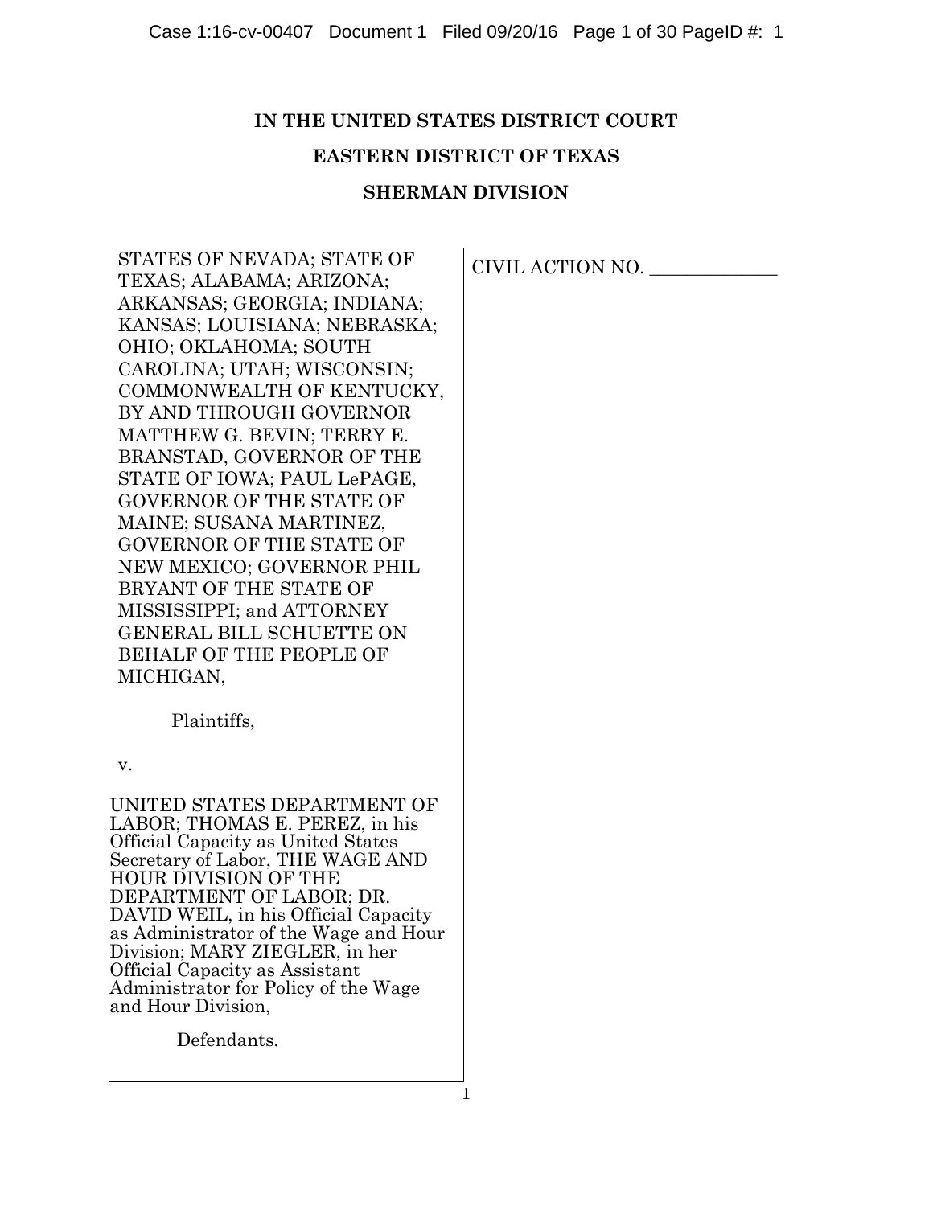**IN THE UNITED STATES DISTRICT COURT**

**EASTERN DISTRICT OF TEXAS**

**SHERMAN DIVISION**

STATES OF NEVADA; STATE OF TEXAS; ALABAMA; ARIZONA; ARKANSAS; GEORGIA; INDIANA; KANSAS; LOUISIANA; NEBRASKA; OHIO; OKLAHOMA; SOUTH CAROLINA; UTAH; WISCONSIN; COMMONWEALTH OF KENTUCKY, BY AND THROUGH GOVERNOR MATTHEW G. BEVIN; TERRY E. BRANSTAD, GOVERNOR OF THE STATE OF IOWA; PAUL LePAGE, GOVERNOR OF THE STATE OF MAINE; SUSANA MARTINEZ, GOVERNOR OF THE STATE OF NEW MEXICO; GOVERNOR PHIL BRYANT OF THE STATE OF MISSISSIPPI; and ATTORNEY GENERAL BILL SCHUETTE ON BEHALF OF THE PEOPLE OF MICHIGAN,

Plaintiffs,

v.

UNITED STATES DEPARTMENT OF LABOR; THOMAS E. PEREZ, in his Official Capacity as United States Secretary of Labor, THE WAGE AND HOUR DIVISION OF THE DEPARTMENT OF LABOR; DR. DAVID WEIL, in his Official Capacity as Administrator of the Wage and Hour Division; MARY ZIEGLER, in her Official Capacity as Assistant Administrator for Policy of the Wage and Hour Division,

Defendants.

CIVIL ACTION NO. _____________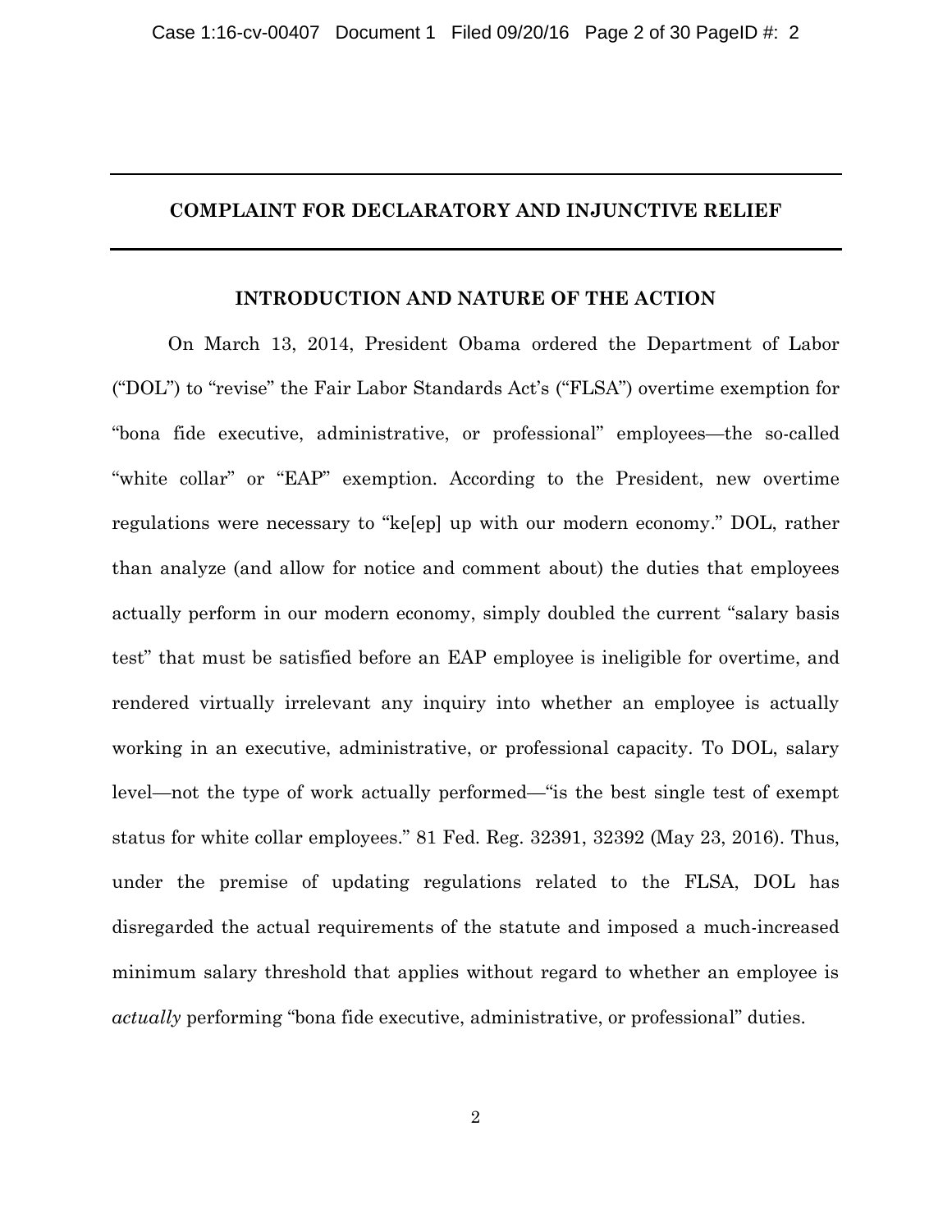## COMPLAINT FOR DECLARATORY AND INJUNCTIVE RELIEF

### INTRODUCTION AND NATURE OF THE ACTION

On March 13, 2014, President Obama ordered the Department of Labor ("DOL") to "revise" the Fair Labor Standards Act's ("FLSA") overtime exemption for "bona fide executive, administrative, or professional" employees—the so-called "white collar" or "EAP" exemption. According to the President, new overtime regulations were necessary to "ke[ep] up with our modern economy." DOL, rather than analyze (and allow for notice and comment about) the duties that employees actually perform in our modern economy, simply doubled the current "salary basis test" that must be satisfied before an EAP employee is ineligible for overtime, and rendered virtually irrelevant any inquiry into whether an employee is actually working in an executive, administrative, or professional capacity. To DOL, salary level—not the type of work actually performed—"is the best single test of exempt status for white collar employees." 81 Fed. Reg. 32391, 32392 (May 23, 2016). Thus, under the premise of updating regulations related to the FLSA, DOL has disregarded the actual requirements of the statute and imposed a much-increased minimum salary threshold that applies without regard to whether an employee is *actually* performing "bona fide executive, administrative, or professional" duties.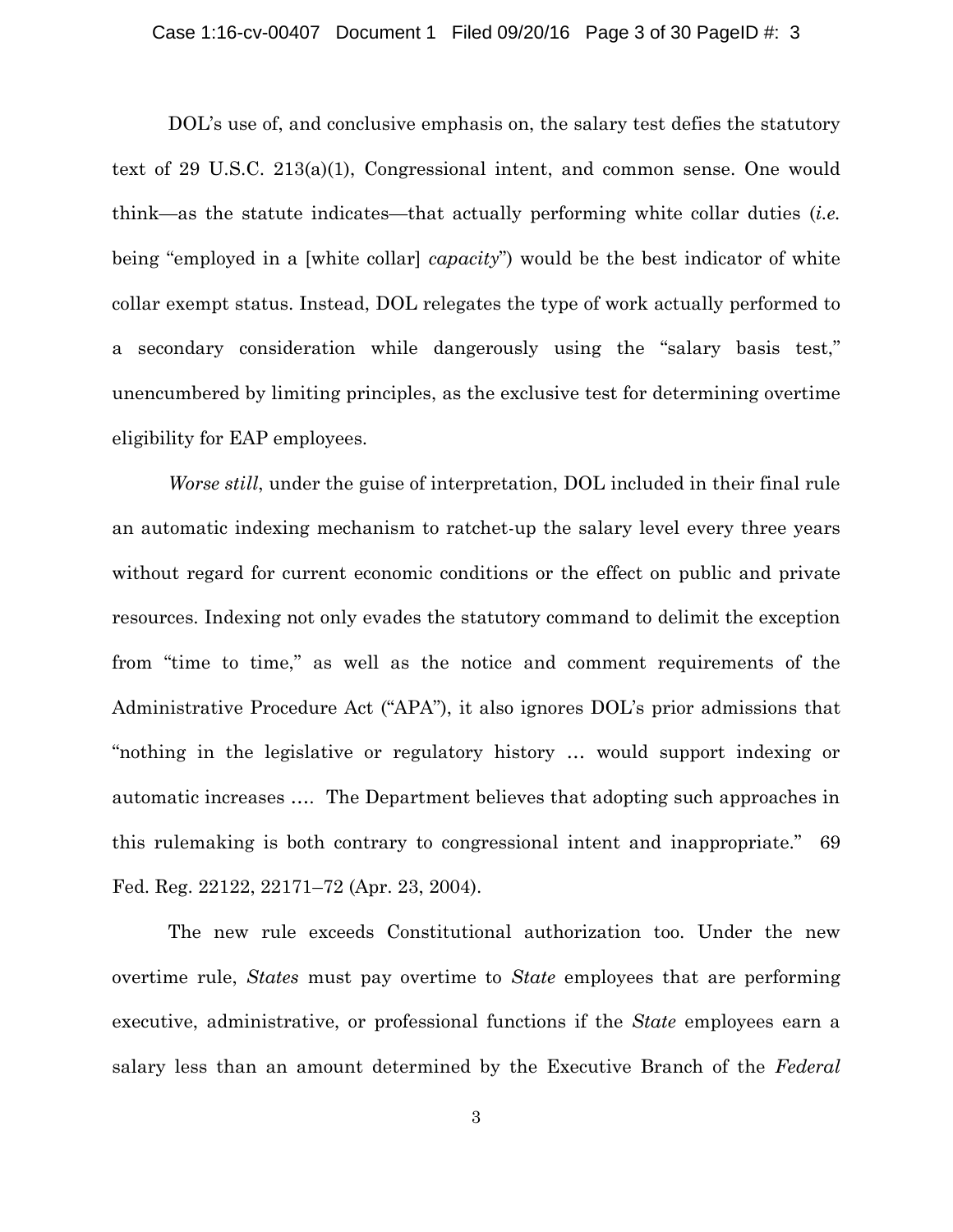DOL's use of, and conclusive emphasis on, the salary test defies the statutory text of 29 U.S.C. 213(a)(1), Congressional intent, and common sense. One would think—as the statute indicates—that actually performing white collar duties (*i.e.* being "employed in a [white collar] *capacity*") would be the best indicator of white collar exempt status. Instead, DOL relegates the type of work actually performed to a secondary consideration while dangerously using the "salary basis test," unencumbered by limiting principles, as the exclusive test for determining overtime eligibility for EAP employees.

*Worse still*, under the guise of interpretation, DOL included in their final rule an automatic indexing mechanism to ratchet-up the salary level every three years without regard for current economic conditions or the effect on public and private resources. Indexing not only evades the statutory command to delimit the exception from "time to time," as well as the notice and comment requirements of the Administrative Procedure Act ("APA"), it also ignores DOL's prior admissions that "nothing in the legislative or regulatory history … would support indexing or automatic increases …. The Department believes that adopting such approaches in this rulemaking is both contrary to congressional intent and inappropriate." 69 Fed. Reg. 22122, 22171–72 (Apr. 23, 2004).

The new rule exceeds Constitutional authorization too. Under the new overtime rule, *States* must pay overtime to *State* employees that are performing executive, administrative, or professional functions if the *State* employees earn a salary less than an amount determined by the Executive Branch of the *Federal*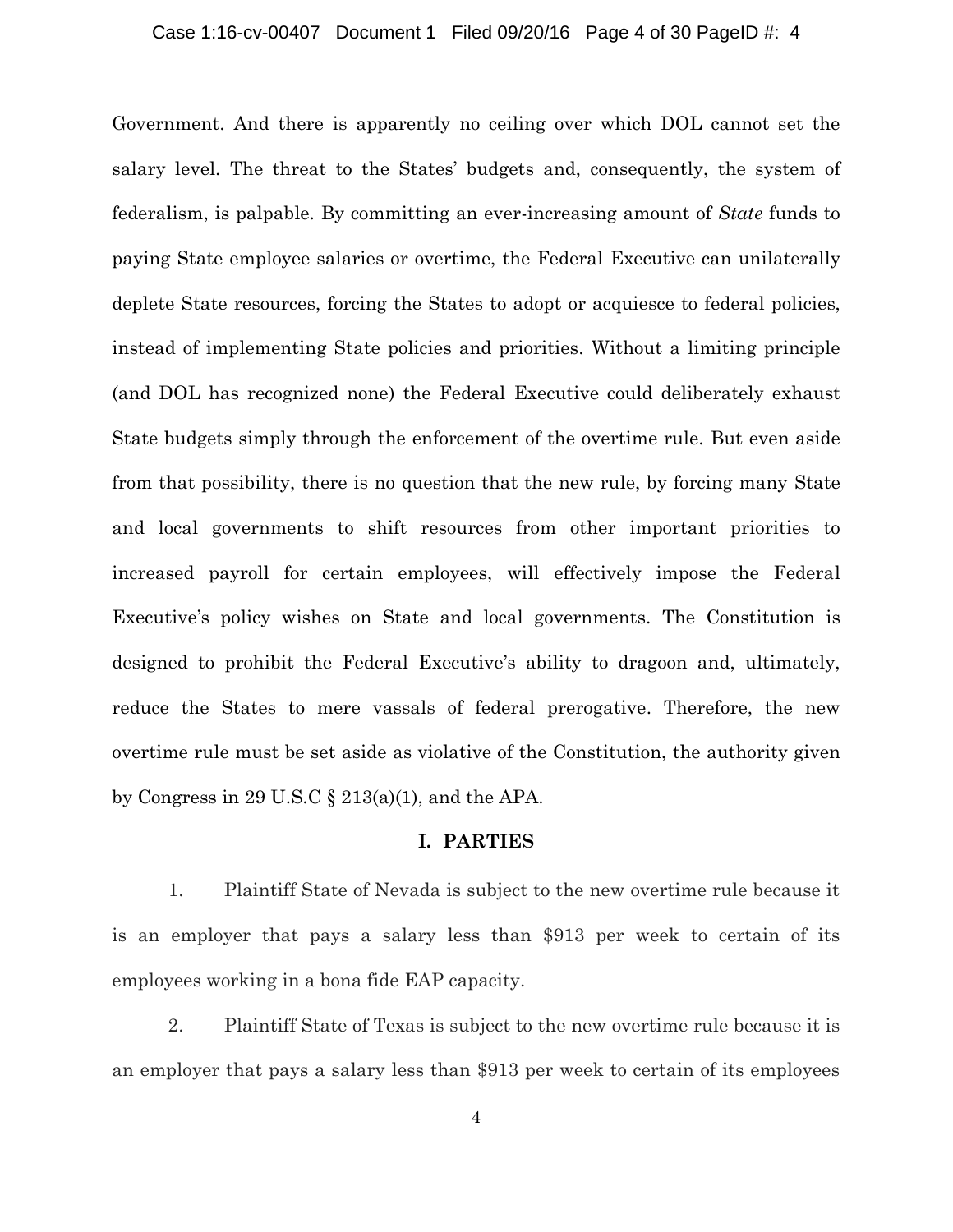Government. And there is apparently no ceiling over which DOL cannot set the salary level. The threat to the States' budgets and, consequently, the system of federalism, is palpable. By committing an ever-increasing amount of *State* funds to paying State employee salaries or overtime, the Federal Executive can unilaterally deplete State resources, forcing the States to adopt or acquiesce to federal policies, instead of implementing State policies and priorities. Without a limiting principle (and DOL has recognized none) the Federal Executive could deliberately exhaust State budgets simply through the enforcement of the overtime rule. But even aside from that possibility, there is no question that the new rule, by forcing many State and local governments to shift resources from other important priorities to increased payroll for certain employees, will effectively impose the Federal Executive's policy wishes on State and local governments. The Constitution is designed to prohibit the Federal Executive's ability to dragoon and, ultimately, reduce the States to mere vassals of federal prerogative. Therefore, the new overtime rule must be set aside as violative of the Constitution, the authority given by Congress in 29 U.S.C § 213(a)(1), and the APA.

## I. PARTIES

1. Plaintiff State of Nevada is subject to the new overtime rule because it is an employer that pays a salary less than $913 per week to certain of its employees working in a bona fide EAP capacity.

2. Plaintiff State of Texas is subject to the new overtime rule because it is an employer that pays a salary less than $913 per week to certain of its employees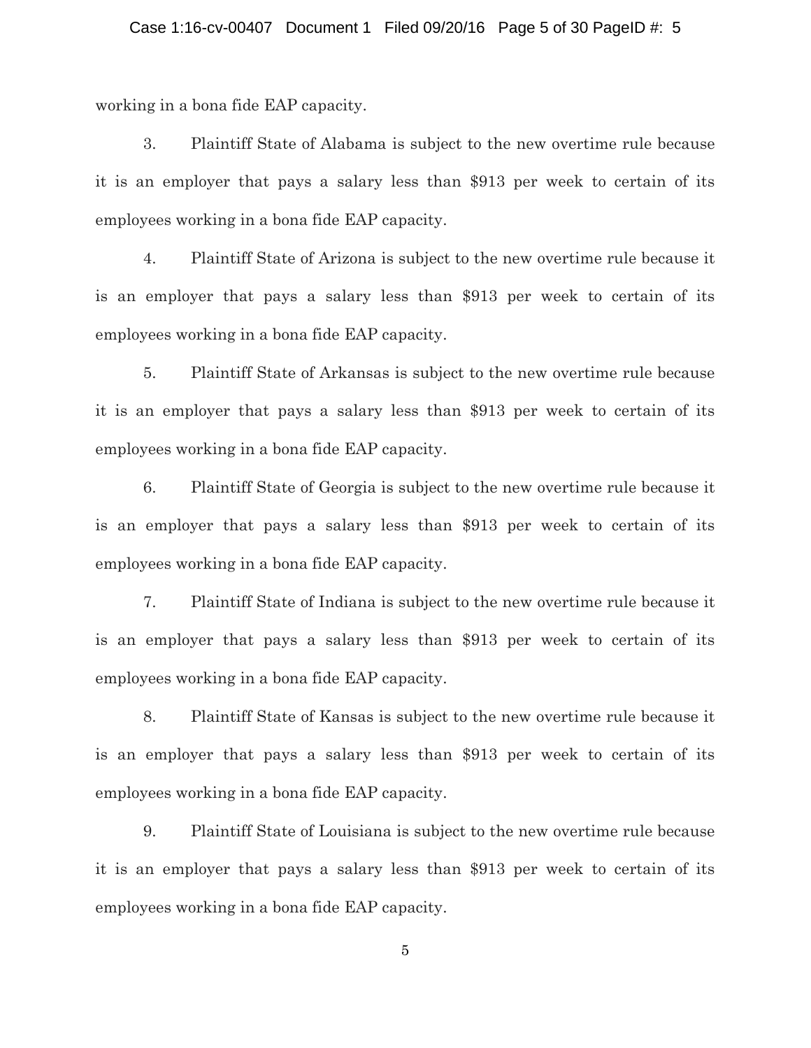working in a bona fide EAP capacity.

3. Plaintiff State of Alabama is subject to the new overtime rule because it is an employer that pays a salary less than $913 per week to certain of its employees working in a bona fide EAP capacity.

4. Plaintiff State of Arizona is subject to the new overtime rule because it is an employer that pays a salary less than $913 per week to certain of its employees working in a bona fide EAP capacity.

5. Plaintiff State of Arkansas is subject to the new overtime rule because it is an employer that pays a salary less than $913 per week to certain of its employees working in a bona fide EAP capacity.

6. Plaintiff State of Georgia is subject to the new overtime rule because it is an employer that pays a salary less than $913 per week to certain of its employees working in a bona fide EAP capacity.

7. Plaintiff State of Indiana is subject to the new overtime rule because it is an employer that pays a salary less than $913 per week to certain of its employees working in a bona fide EAP capacity.

8. Plaintiff State of Kansas is subject to the new overtime rule because it is an employer that pays a salary less than $913 per week to certain of its employees working in a bona fide EAP capacity.

9. Plaintiff State of Louisiana is subject to the new overtime rule because it is an employer that pays a salary less than $913 per week to certain of its employees working in a bona fide EAP capacity.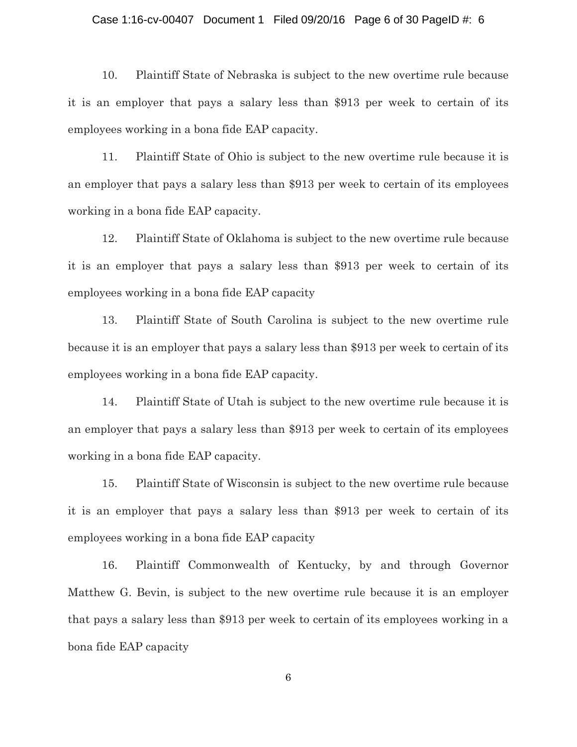10. Plaintiff State of Nebraska is subject to the new overtime rule because it is an employer that pays a salary less than $913 per week to certain of its employees working in a bona fide EAP capacity.

11. Plaintiff State of Ohio is subject to the new overtime rule because it is an employer that pays a salary less than $913 per week to certain of its employees working in a bona fide EAP capacity.

12. Plaintiff State of Oklahoma is subject to the new overtime rule because it is an employer that pays a salary less than $913 per week to certain of its employees working in a bona fide EAP capacity

13. Plaintiff State of South Carolina is subject to the new overtime rule because it is an employer that pays a salary less than $913 per week to certain of its employees working in a bona fide EAP capacity.

14. Plaintiff State of Utah is subject to the new overtime rule because it is an employer that pays a salary less than $913 per week to certain of its employees working in a bona fide EAP capacity.

15. Plaintiff State of Wisconsin is subject to the new overtime rule because it is an employer that pays a salary less than $913 per week to certain of its employees working in a bona fide EAP capacity

16. Plaintiff Commonwealth of Kentucky, by and through Governor Matthew G. Bevin, is subject to the new overtime rule because it is an employer that pays a salary less than $913 per week to certain of its employees working in a bona fide EAP capacity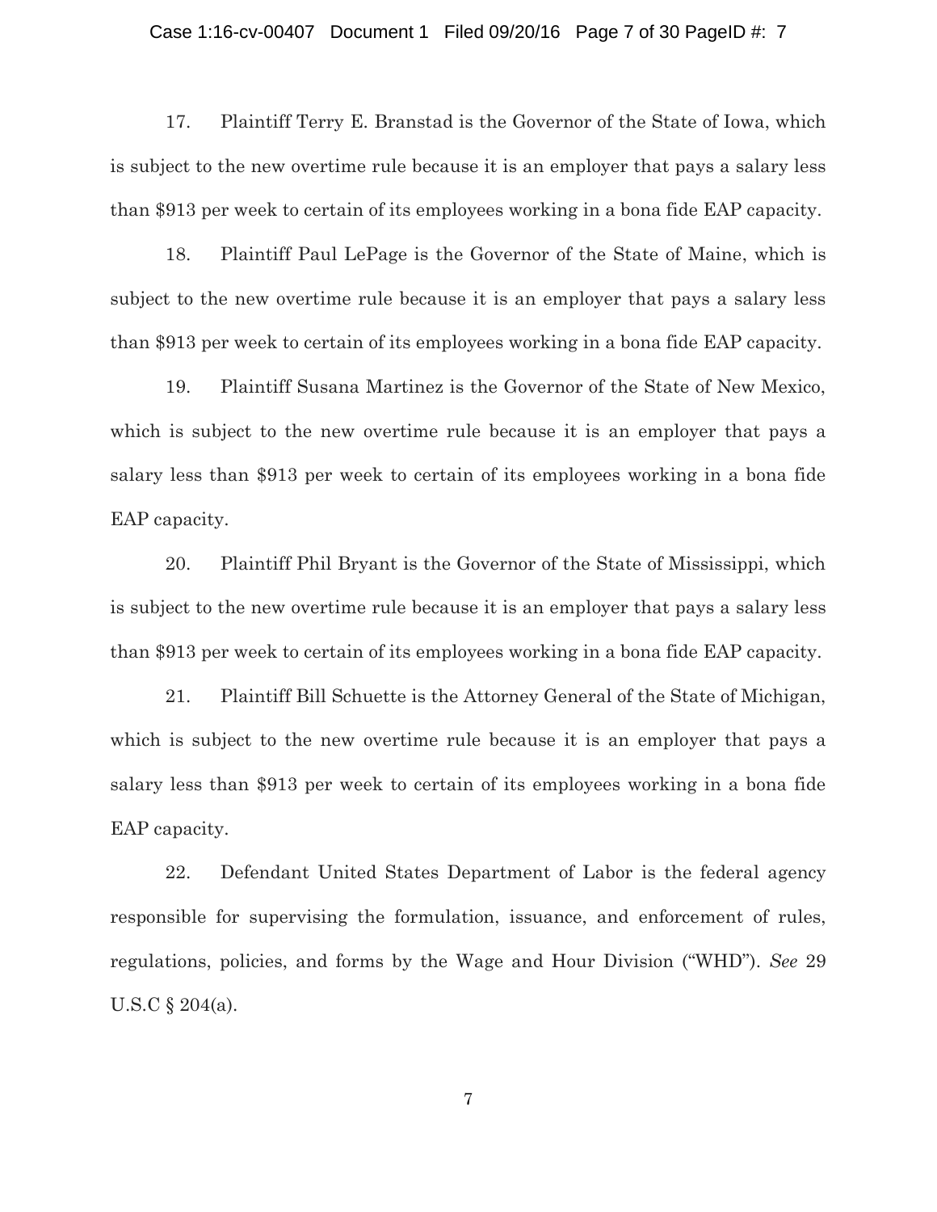17. Plaintiff Terry E. Branstad is the Governor of the State of Iowa, which is subject to the new overtime rule because it is an employer that pays a salary less than $913 per week to certain of its employees working in a bona fide EAP capacity.

18. Plaintiff Paul LePage is the Governor of the State of Maine, which is subject to the new overtime rule because it is an employer that pays a salary less than $913 per week to certain of its employees working in a bona fide EAP capacity.

19. Plaintiff Susana Martinez is the Governor of the State of New Mexico, which is subject to the new overtime rule because it is an employer that pays a salary less than $913 per week to certain of its employees working in a bona fide EAP capacity.

20. Plaintiff Phil Bryant is the Governor of the State of Mississippi, which is subject to the new overtime rule because it is an employer that pays a salary less than $913 per week to certain of its employees working in a bona fide EAP capacity.

21. Plaintiff Bill Schuette is the Attorney General of the State of Michigan, which is subject to the new overtime rule because it is an employer that pays a salary less than $913 per week to certain of its employees working in a bona fide EAP capacity.

22. Defendant United States Department of Labor is the federal agency responsible for supervising the formulation, issuance, and enforcement of rules, regulations, policies, and forms by the Wage and Hour Division ("WHD"). *See* 29 U.S.C § 204(a).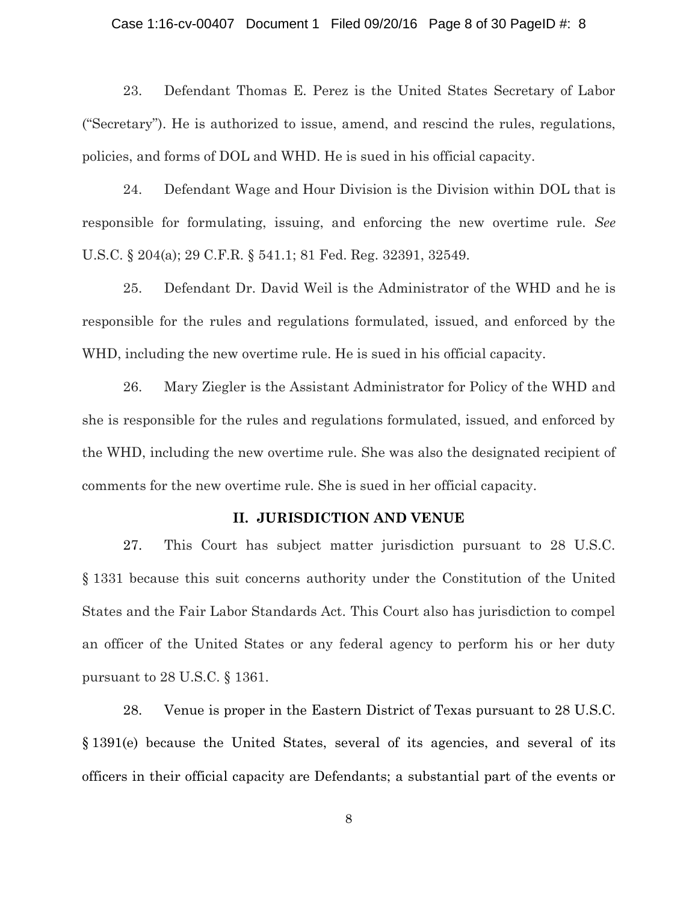23. Defendant Thomas E. Perez is the United States Secretary of Labor ("Secretary"). He is authorized to issue, amend, and rescind the rules, regulations, policies, and forms of DOL and WHD. He is sued in his official capacity.

24. Defendant Wage and Hour Division is the Division within DOL that is responsible for formulating, issuing, and enforcing the new overtime rule. *See* U.S.C. § 204(a); 29 C.F.R. § 541.1; 81 Fed. Reg. 32391, 32549.

25. Defendant Dr. David Weil is the Administrator of the WHD and he is responsible for the rules and regulations formulated, issued, and enforced by the WHD, including the new overtime rule. He is sued in his official capacity.

26. Mary Ziegler is the Assistant Administrator for Policy of the WHD and she is responsible for the rules and regulations formulated, issued, and enforced by the WHD, including the new overtime rule. She was also the designated recipient of comments for the new overtime rule. She is sued in her official capacity.

## II. JURISDICTION AND VENUE

27. This Court has subject matter jurisdiction pursuant to 28 U.S.C. § 1331 because this suit concerns authority under the Constitution of the United States and the Fair Labor Standards Act. This Court also has jurisdiction to compel an officer of the United States or any federal agency to perform his or her duty pursuant to 28 U.S.C. § 1361.

28. Venue is proper in the Eastern District of Texas pursuant to 28 U.S.C. § 1391(e) because the United States, several of its agencies, and several of its officers in their official capacity are Defendants; a substantial part of the events or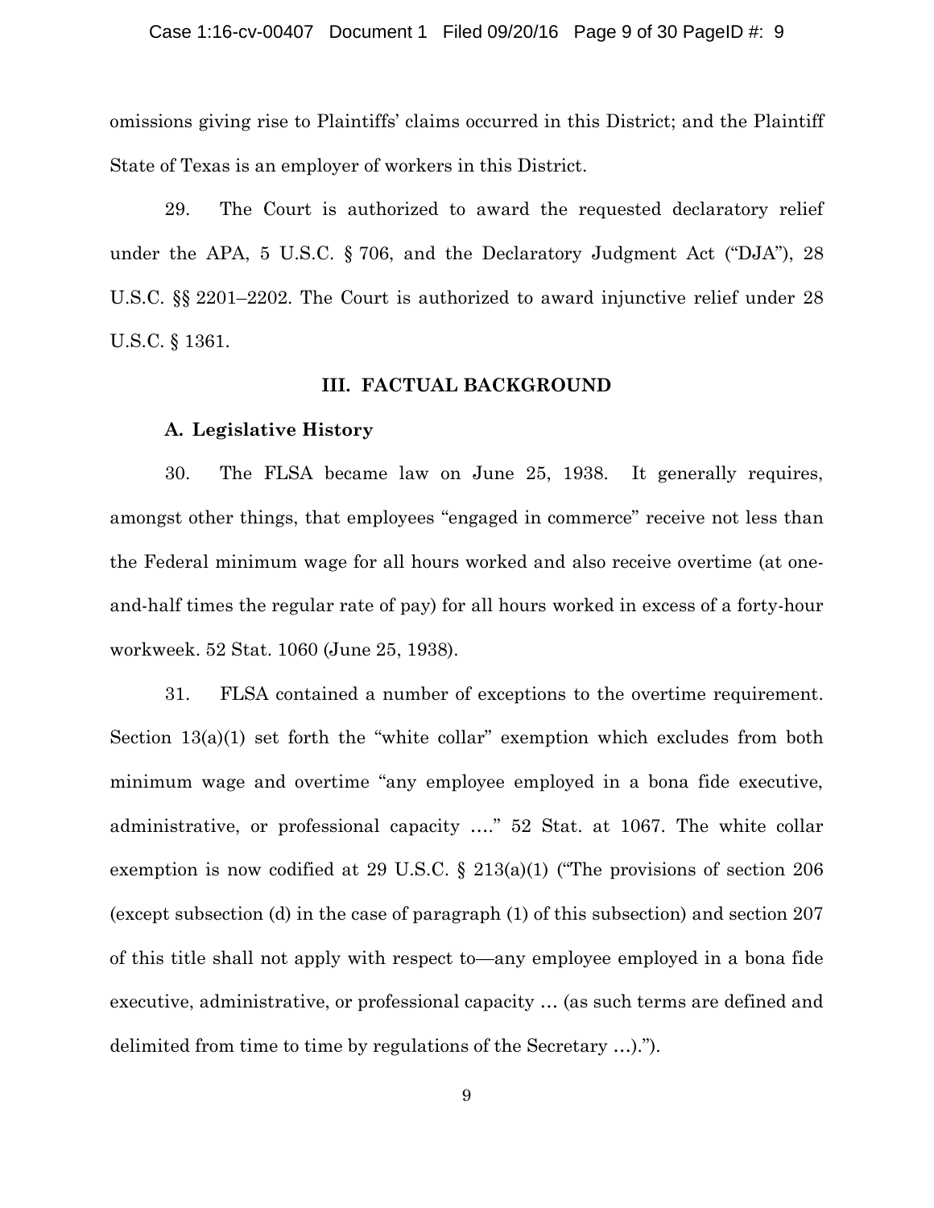omissions giving rise to Plaintiffs' claims occurred in this District; and the Plaintiff State of Texas is an employer of workers in this District.

29. The Court is authorized to award the requested declaratory relief under the APA, 5 U.S.C. § 706, and the Declaratory Judgment Act ("DJA"), 28 U.S.C. §§ 2201–2202. The Court is authorized to award injunctive relief under 28 U.S.C. § 1361.

## III. FACTUAL BACKGROUND

### A. Legislative History

30. The FLSA became law on June 25, 1938. It generally requires, amongst other things, that employees "engaged in commerce" receive not less than the Federal minimum wage for all hours worked and also receive overtime (at one-and-half times the regular rate of pay) for all hours worked in excess of a forty-hour workweek. 52 Stat. 1060 (June 25, 1938).

31. FLSA contained a number of exceptions to the overtime requirement. Section 13(a)(1) set forth the "white collar" exemption which excludes from both minimum wage and overtime "any employee employed in a bona fide executive, administrative, or professional capacity …." 52 Stat. at 1067. The white collar exemption is now codified at 29 U.S.C. § 213(a)(1) ("The provisions of section 206 (except subsection (d) in the case of paragraph (1) of this subsection) and section 207 of this title shall not apply with respect to—any employee employed in a bona fide executive, administrative, or professional capacity … (as such terms are defined and delimited from time to time by regulations of the Secretary …).").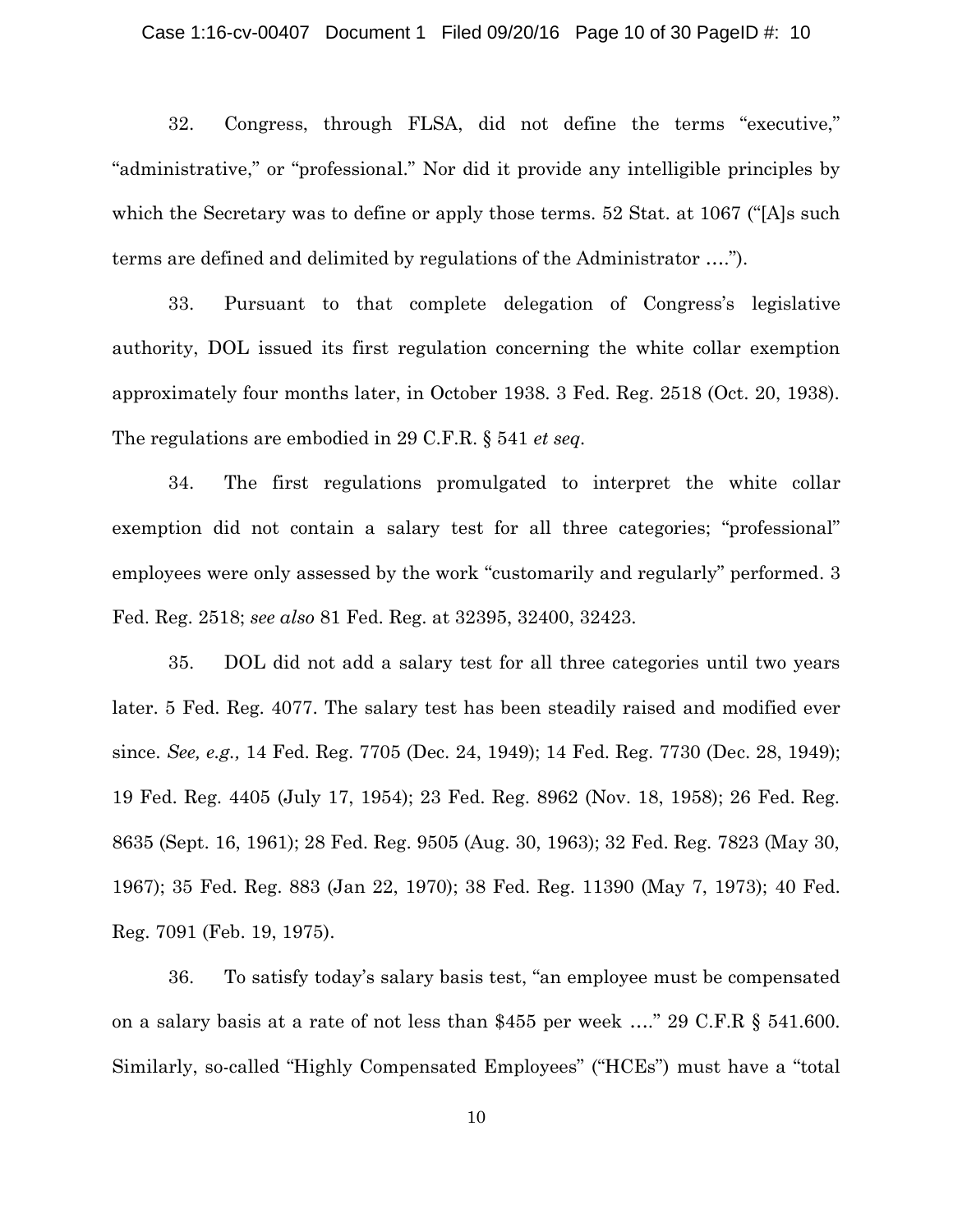32. Congress, through FLSA, did not define the terms "executive," "administrative," or "professional." Nor did it provide any intelligible principles by which the Secretary was to define or apply those terms. 52 Stat. at 1067 ("[A]s such terms are defined and delimited by regulations of the Administrator ….").

33. Pursuant to that complete delegation of Congress's legislative authority, DOL issued its first regulation concerning the white collar exemption approximately four months later, in October 1938. 3 Fed. Reg. 2518 (Oct. 20, 1938). The regulations are embodied in 29 C.F.R. § 541 *et seq.*

34. The first regulations promulgated to interpret the white collar exemption did not contain a salary test for all three categories; "professional" employees were only assessed by the work "customarily and regularly" performed. 3 Fed. Reg. 2518; *see also* 81 Fed. Reg. at 32395, 32400, 32423.

35. DOL did not add a salary test for all three categories until two years later. 5 Fed. Reg. 4077. The salary test has been steadily raised and modified ever since. *See, e.g.,* 14 Fed. Reg. 7705 (Dec. 24, 1949); 14 Fed. Reg. 7730 (Dec. 28, 1949); 19 Fed. Reg. 4405 (July 17, 1954); 23 Fed. Reg. 8962 (Nov. 18, 1958); 26 Fed. Reg. 8635 (Sept. 16, 1961); 28 Fed. Reg. 9505 (Aug. 30, 1963); 32 Fed. Reg. 7823 (May 30, 1967); 35 Fed. Reg. 883 (Jan 22, 1970); 38 Fed. Reg. 11390 (May 7, 1973); 40 Fed. Reg. 7091 (Feb. 19, 1975).

36. To satisfy today's salary basis test, "an employee must be compensated on a salary basis at a rate of not less than $455 per week …." 29 C.F.R § 541.600. Similarly, so-called "Highly Compensated Employees" ("HCEs") must have a "total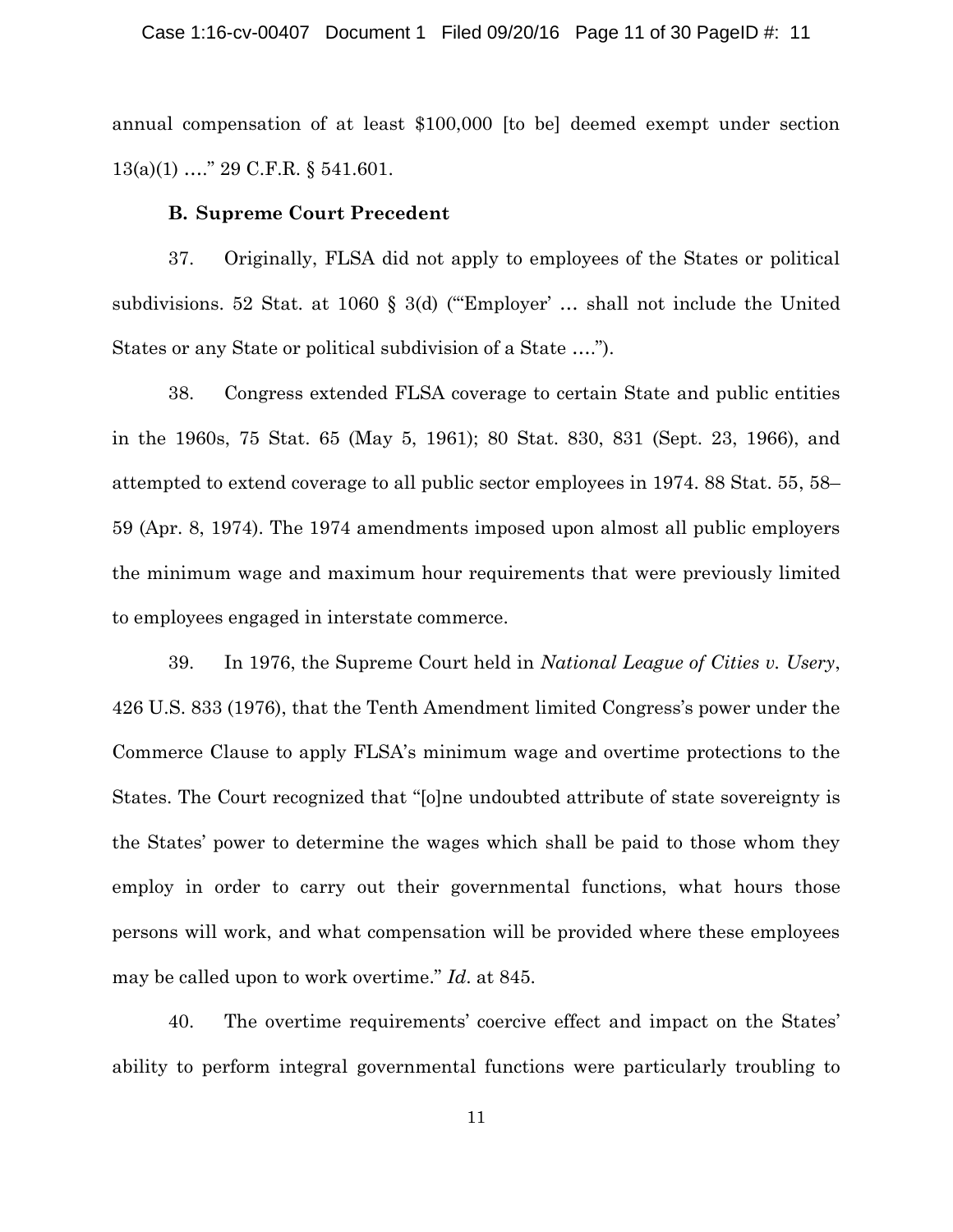annual compensation of at least $100,000 [to be] deemed exempt under section 13(a)(1) …." 29 C.F.R. § 541.601.

### B. Supreme Court Precedent

37. Originally, FLSA did not apply to employees of the States or political subdivisions. 52 Stat. at 1060 § 3(d) ("'Employer' … shall not include the United States or any State or political subdivision of a State ….").

38. Congress extended FLSA coverage to certain State and public entities in the 1960s, 75 Stat. 65 (May 5, 1961); 80 Stat. 830, 831 (Sept. 23, 1966), and attempted to extend coverage to all public sector employees in 1974. 88 Stat. 55, 58–59 (Apr. 8, 1974). The 1974 amendments imposed upon almost all public employers the minimum wage and maximum hour requirements that were previously limited to employees engaged in interstate commerce.

39. In 1976, the Supreme Court held in *National League of Cities v. Usery*, 426 U.S. 833 (1976), that the Tenth Amendment limited Congress's power under the Commerce Clause to apply FLSA's minimum wage and overtime protections to the States. The Court recognized that "[o]ne undoubted attribute of state sovereignty is the States' power to determine the wages which shall be paid to those whom they employ in order to carry out their governmental functions, what hours those persons will work, and what compensation will be provided where these employees may be called upon to work overtime." *Id*. at 845.

40. The overtime requirements' coercive effect and impact on the States' ability to perform integral governmental functions were particularly troubling to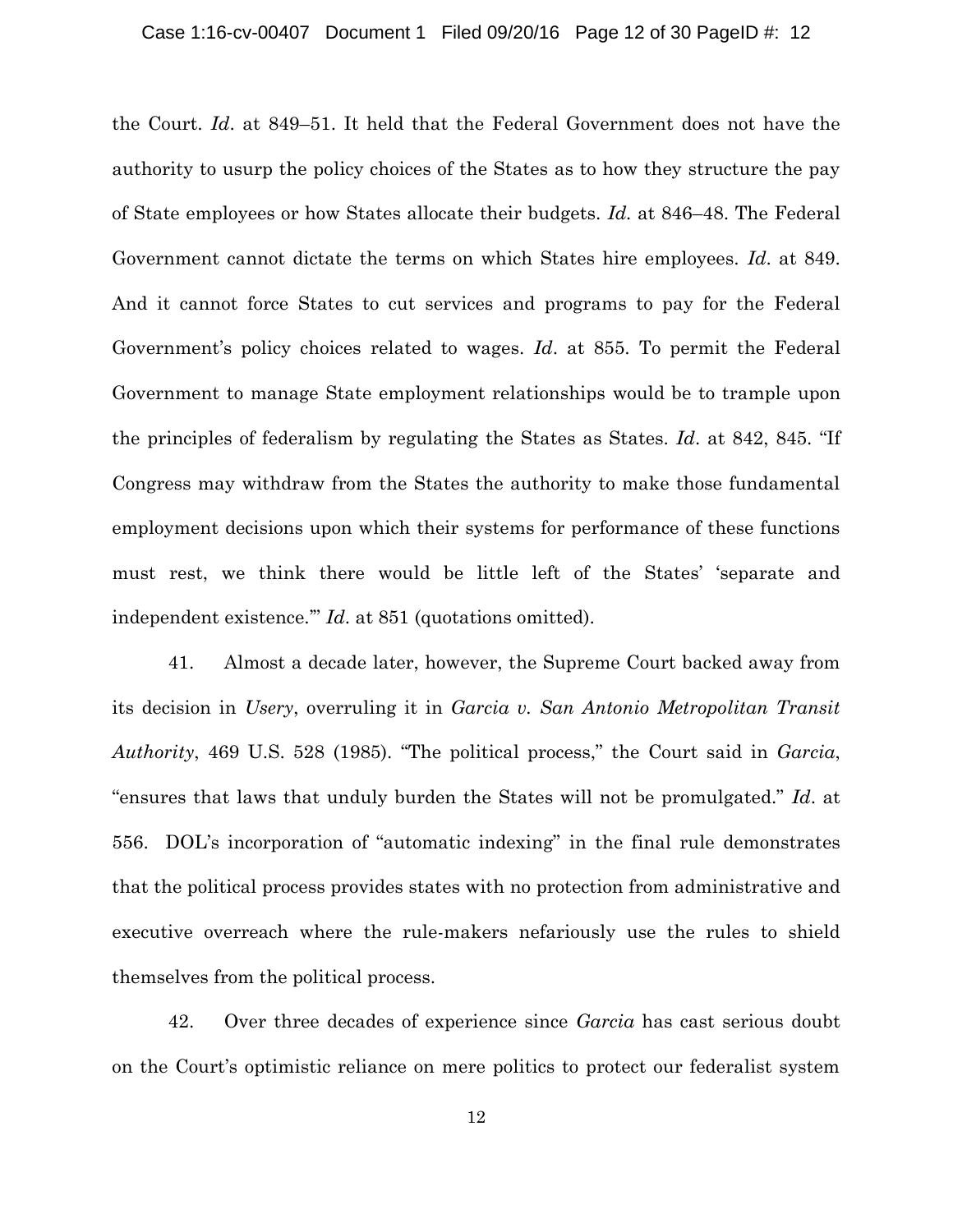the Court. *Id*. at 849–51. It held that the Federal Government does not have the authority to usurp the policy choices of the States as to how they structure the pay of State employees or how States allocate their budgets. *Id.* at 846–48. The Federal Government cannot dictate the terms on which States hire employees. *Id*. at 849. And it cannot force States to cut services and programs to pay for the Federal Government's policy choices related to wages. *Id*. at 855. To permit the Federal Government to manage State employment relationships would be to trample upon the principles of federalism by regulating the States as States. *Id*. at 842, 845. "If Congress may withdraw from the States the authority to make those fundamental employment decisions upon which their systems for performance of these functions must rest, we think there would be little left of the States' 'separate and independent existence.'" *Id*. at 851 (quotations omitted).

41. Almost a decade later, however, the Supreme Court backed away from its decision in *Usery*, overruling it in *Garcia v. San Antonio Metropolitan Transit Authority*, 469 U.S. 528 (1985). "The political process," the Court said in *Garcia*, "ensures that laws that unduly burden the States will not be promulgated." *Id*. at 556. DOL's incorporation of "automatic indexing" in the final rule demonstrates that the political process provides states with no protection from administrative and executive overreach where the rule-makers nefariously use the rules to shield themselves from the political process.

42. Over three decades of experience since *Garcia* has cast serious doubt on the Court's optimistic reliance on mere politics to protect our federalist system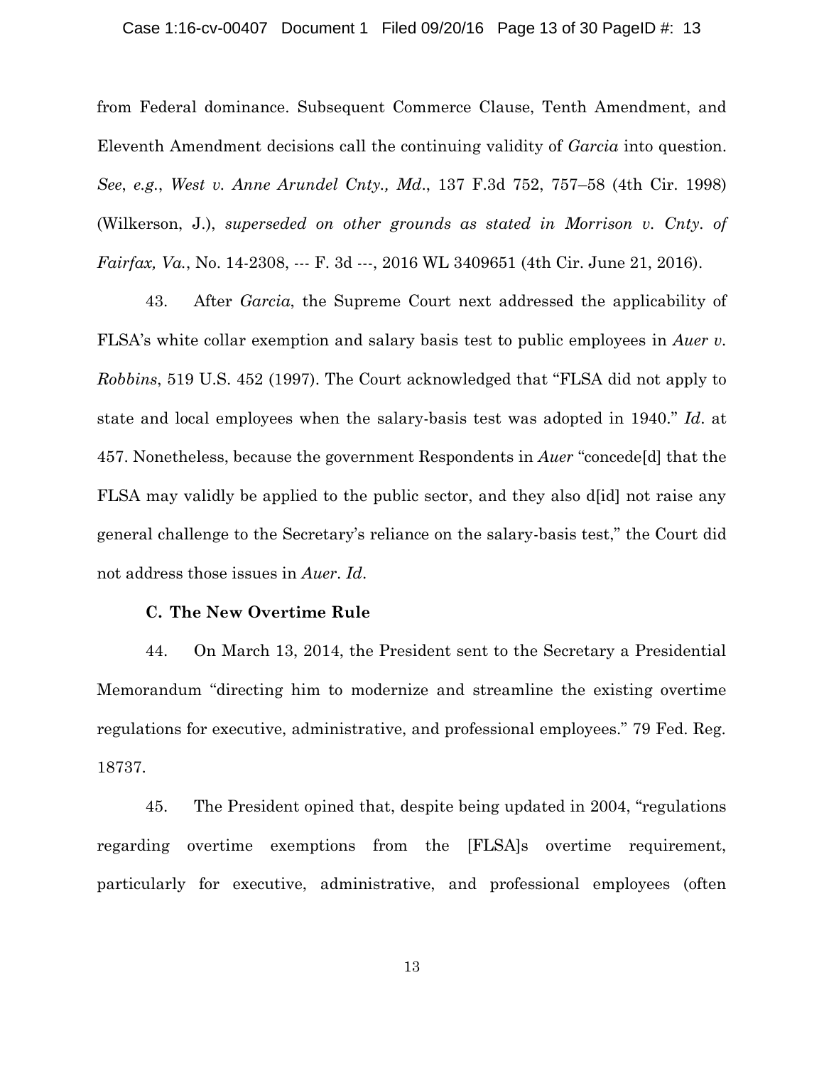from Federal dominance. Subsequent Commerce Clause, Tenth Amendment, and Eleventh Amendment decisions call the continuing validity of *Garcia* into question. *See*, *e.g.*, *West v. Anne Arundel Cnty., Md.*, 137 F.3d 752, 757–58 (4th Cir. 1998) (Wilkerson, J.), *superseded on other grounds as stated in Morrison v. Cnty. of Fairfax, Va.*, No. 14-2308, --- F. 3d ---, 2016 WL 3409651 (4th Cir. June 21, 2016).

43. After *Garcia*, the Supreme Court next addressed the applicability of FLSA's white collar exemption and salary basis test to public employees in *Auer v. Robbins*, 519 U.S. 452 (1997). The Court acknowledged that "FLSA did not apply to state and local employees when the salary-basis test was adopted in 1940." *Id*. at 457. Nonetheless, because the government Respondents in *Auer* "concede[d] that the FLSA may validly be applied to the public sector, and they also d[id] not raise any general challenge to the Secretary's reliance on the salary-basis test," the Court did not address those issues in *Auer*. *Id*.

### C. The New Overtime Rule

44. On March 13, 2014, the President sent to the Secretary a Presidential Memorandum "directing him to modernize and streamline the existing overtime regulations for executive, administrative, and professional employees." 79 Fed. Reg. 18737.

45. The President opined that, despite being updated in 2004, "regulations regarding overtime exemptions from the [FLSA]s overtime requirement, particularly for executive, administrative, and professional employees (often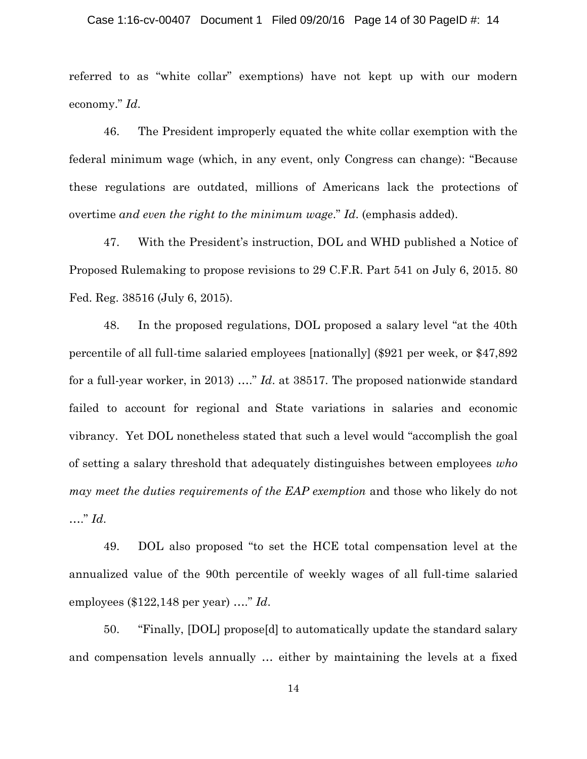referred to as "white collar" exemptions) have not kept up with our modern economy." *Id.*

46. The President improperly equated the white collar exemption with the federal minimum wage (which, in any event, only Congress can change): "Because these regulations are outdated, millions of Americans lack the protections of overtime *and even the right to the minimum wage*." *Id.* (emphasis added).

47. With the President's instruction, DOL and WHD published a Notice of Proposed Rulemaking to propose revisions to 29 C.F.R. Part 541 on July 6, 2015. 80 Fed. Reg. 38516 (July 6, 2015).

48. In the proposed regulations, DOL proposed a salary level "at the 40th percentile of all full-time salaried employees [nationally] ($921 per week, or $47,892 for a full-year worker, in 2013) …." *Id.* at 38517. The proposed nationwide standard failed to account for regional and State variations in salaries and economic vibrancy. Yet DOL nonetheless stated that such a level would "accomplish the goal of setting a salary threshold that adequately distinguishes between employees *who may meet the duties requirements of the EAP exemption* and those who likely do not …." *Id.*

49. DOL also proposed "to set the HCE total compensation level at the annualized value of the 90th percentile of weekly wages of all full-time salaried employees ($122,148 per year) …." *Id.*

50. "Finally, [DOL] propose[d] to automatically update the standard salary and compensation levels annually … either by maintaining the levels at a fixed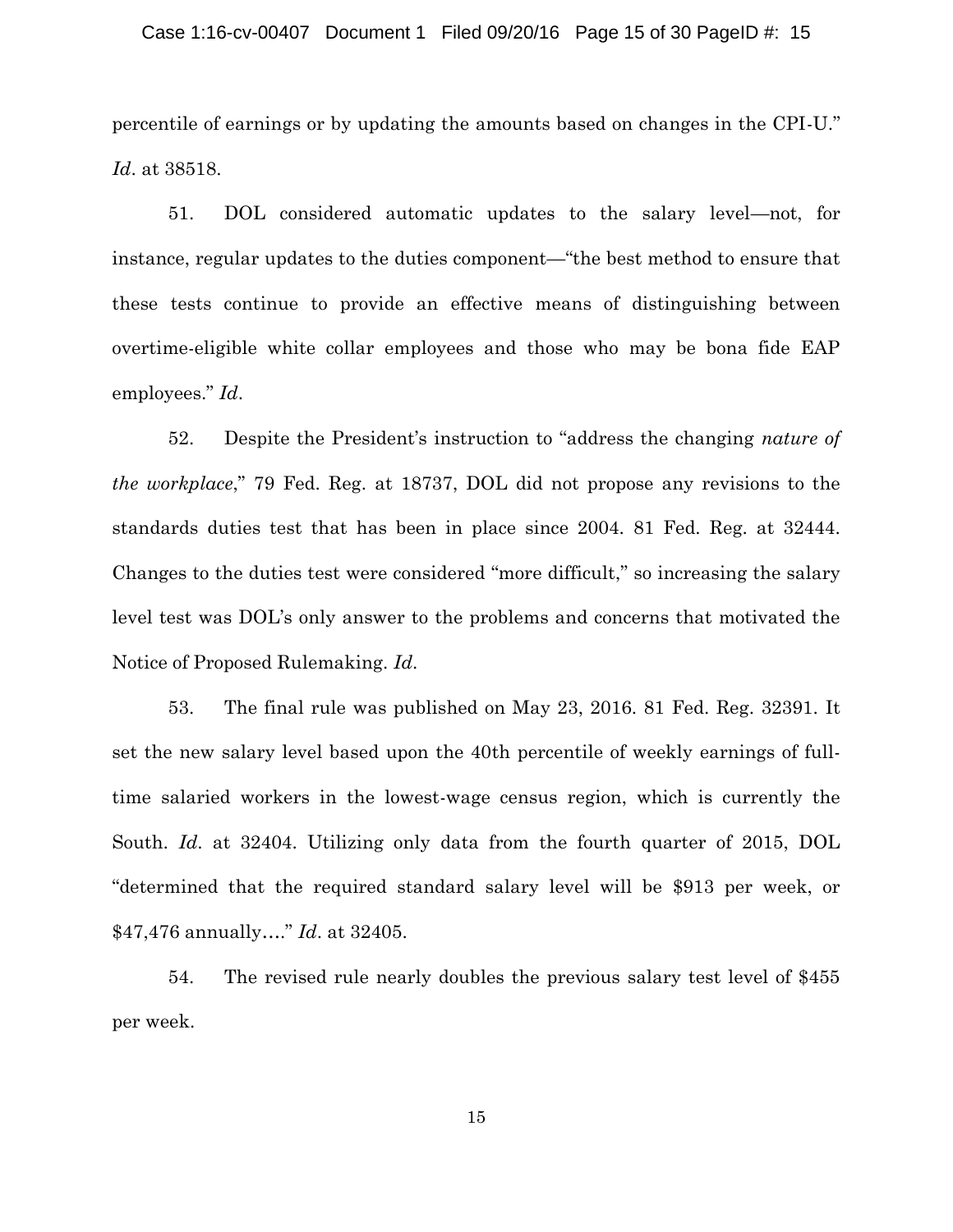percentile of earnings or by updating the amounts based on changes in the CPI-U." *Id*. at 38518.

51. DOL considered automatic updates to the salary level—not, for instance, regular updates to the duties component—"the best method to ensure that these tests continue to provide an effective means of distinguishing between overtime-eligible white collar employees and those who may be bona fide EAP employees." *Id*.

52. Despite the President's instruction to "address the changing *nature of the workplace*," 79 Fed. Reg. at 18737, DOL did not propose any revisions to the standards duties test that has been in place since 2004. 81 Fed. Reg. at 32444. Changes to the duties test were considered "more difficult," so increasing the salary level test was DOL's only answer to the problems and concerns that motivated the Notice of Proposed Rulemaking. *Id*.

53. The final rule was published on May 23, 2016. 81 Fed. Reg. 32391. It set the new salary level based upon the 40th percentile of weekly earnings of full-time salaried workers in the lowest-wage census region, which is currently the South. *Id*. at 32404. Utilizing only data from the fourth quarter of 2015, DOL "determined that the required standard salary level will be $913 per week, or $47,476 annually…." *Id*. at 32405.

54. The revised rule nearly doubles the previous salary test level of $455 per week.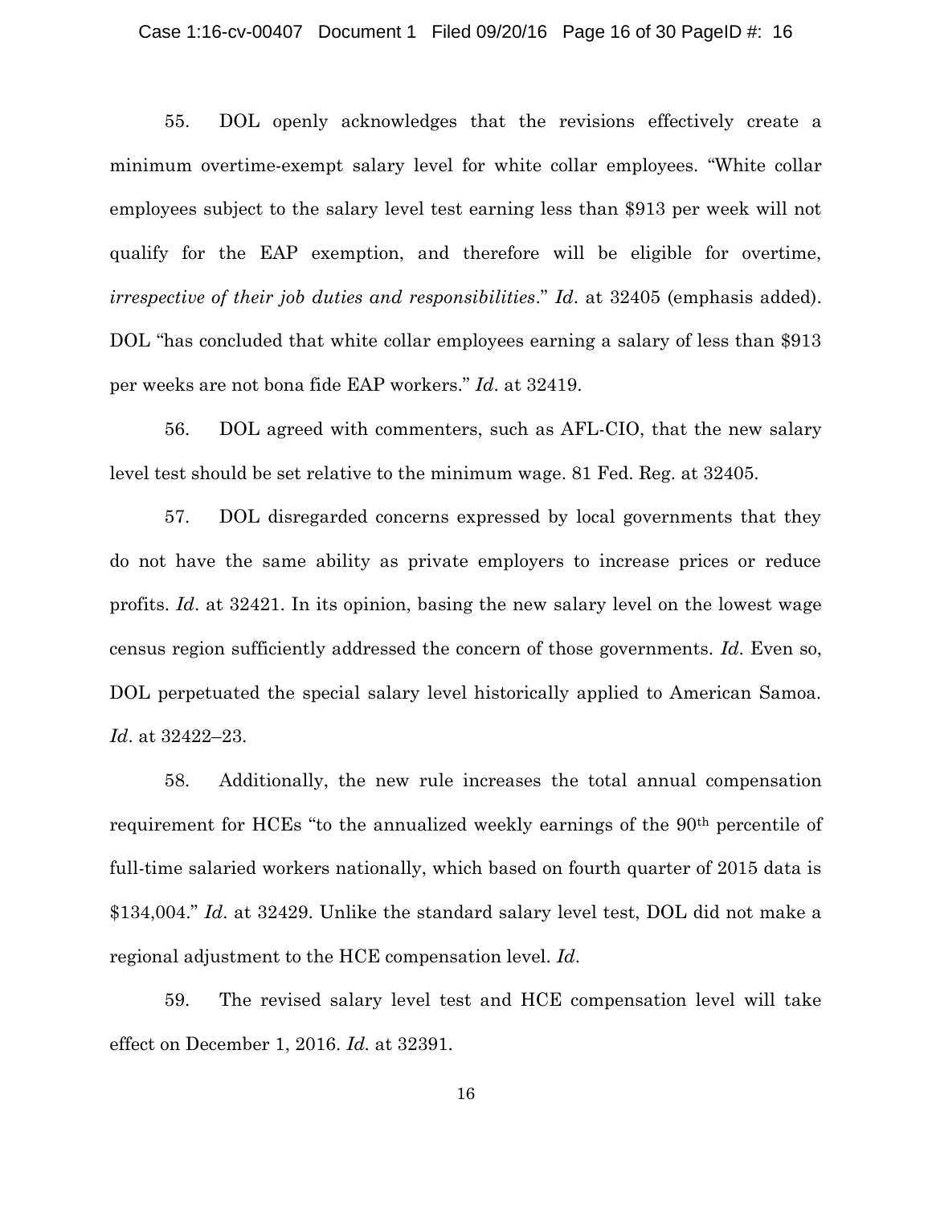55. DOL openly acknowledges that the revisions effectively create a minimum overtime-exempt salary level for white collar employees. "White collar employees subject to the salary level test earning less than $913 per week will not qualify for the EAP exemption, and therefore will be eligible for overtime, *irrespective of their job duties and responsibilities*." *Id*. at 32405 (emphasis added). DOL "has concluded that white collar employees earning a salary of less than $913 per weeks are not bona fide EAP workers." *Id*. at 32419.

56. DOL agreed with commenters, such as AFL-CIO, that the new salary level test should be set relative to the minimum wage. 81 Fed. Reg. at 32405.

57. DOL disregarded concerns expressed by local governments that they do not have the same ability as private employers to increase prices or reduce profits. *Id*. at 32421. In its opinion, basing the new salary level on the lowest wage census region sufficiently addressed the concern of those governments. *Id*. Even so, DOL perpetuated the special salary level historically applied to American Samoa. *Id*. at 32422–23.

58. Additionally, the new rule increases the total annual compensation requirement for HCEs "to the annualized weekly earnings of the 90th percentile of full-time salaried workers nationally, which based on fourth quarter of 2015 data is $134,004." *Id*. at 32429. Unlike the standard salary level test, DOL did not make a regional adjustment to the HCE compensation level. *Id*.

59. The revised salary level test and HCE compensation level will take effect on December 1, 2016. *Id.* at 32391.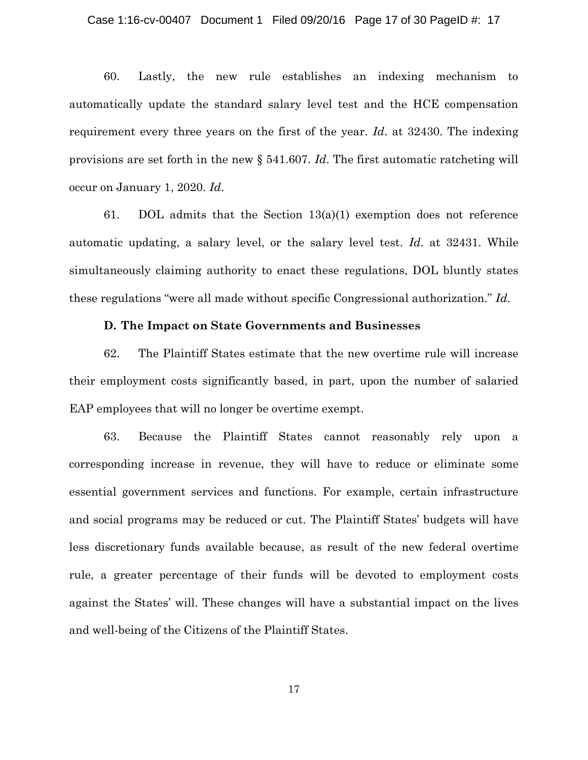60. Lastly, the new rule establishes an indexing mechanism to automatically update the standard salary level test and the HCE compensation requirement every three years on the first of the year. *Id*. at 32430. The indexing provisions are set forth in the new § 541.607. *Id*. The first automatic ratcheting will occur on January 1, 2020. *Id*.

61. DOL admits that the Section 13(a)(1) exemption does not reference automatic updating, a salary level, or the salary level test. *Id*. at 32431. While simultaneously claiming authority to enact these regulations, DOL bluntly states these regulations "were all made without specific Congressional authorization." *Id*.

### D. The Impact on State Governments and Businesses

62. The Plaintiff States estimate that the new overtime rule will increase their employment costs significantly based, in part, upon the number of salaried EAP employees that will no longer be overtime exempt.

63. Because the Plaintiff States cannot reasonably rely upon a corresponding increase in revenue, they will have to reduce or eliminate some essential government services and functions. For example, certain infrastructure and social programs may be reduced or cut. The Plaintiff States' budgets will have less discretionary funds available because, as result of the new federal overtime rule, a greater percentage of their funds will be devoted to employment costs against the States' will. These changes will have a substantial impact on the lives and well-being of the Citizens of the Plaintiff States.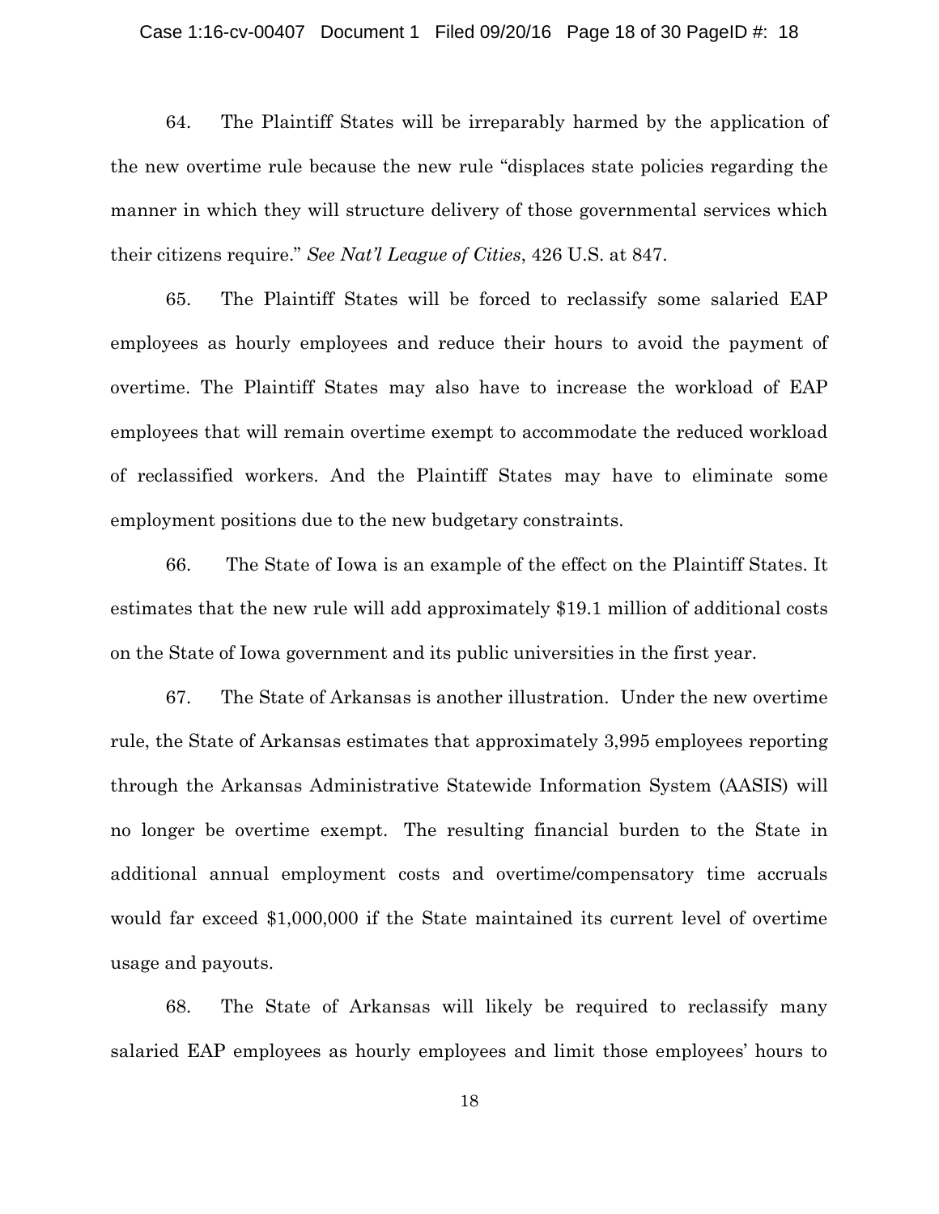64. The Plaintiff States will be irreparably harmed by the application of the new overtime rule because the new rule "displaces state policies regarding the manner in which they will structure delivery of those governmental services which their citizens require." *See Nat'l League of Cities*, 426 U.S. at 847.

65. The Plaintiff States will be forced to reclassify some salaried EAP employees as hourly employees and reduce their hours to avoid the payment of overtime. The Plaintiff States may also have to increase the workload of EAP employees that will remain overtime exempt to accommodate the reduced workload of reclassified workers. And the Plaintiff States may have to eliminate some employment positions due to the new budgetary constraints.

66. The State of Iowa is an example of the effect on the Plaintiff States. It estimates that the new rule will add approximately $19.1 million of additional costs on the State of Iowa government and its public universities in the first year.

67. The State of Arkansas is another illustration. Under the new overtime rule, the State of Arkansas estimates that approximately 3,995 employees reporting through the Arkansas Administrative Statewide Information System (AASIS) will no longer be overtime exempt. The resulting financial burden to the State in additional annual employment costs and overtime/compensatory time accruals would far exceed $1,000,000 if the State maintained its current level of overtime usage and payouts.

68. The State of Arkansas will likely be required to reclassify many salaried EAP employees as hourly employees and limit those employees' hours to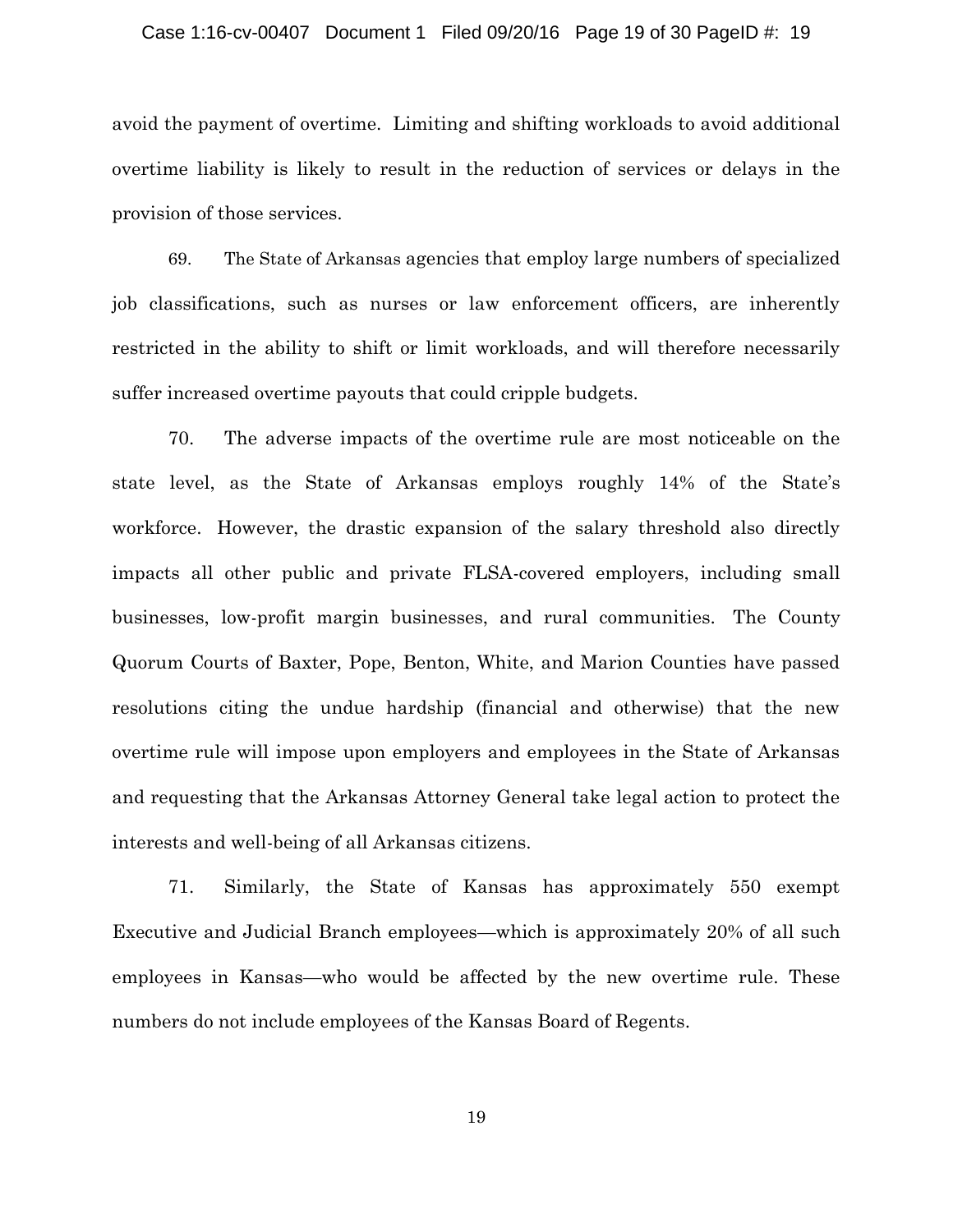avoid the payment of overtime. Limiting and shifting workloads to avoid additional overtime liability is likely to result in the reduction of services or delays in the provision of those services.

69. The State of Arkansas agencies that employ large numbers of specialized job classifications, such as nurses or law enforcement officers, are inherently restricted in the ability to shift or limit workloads, and will therefore necessarily suffer increased overtime payouts that could cripple budgets.

70. The adverse impacts of the overtime rule are most noticeable on the state level, as the State of Arkansas employs roughly 14% of the State's workforce. However, the drastic expansion of the salary threshold also directly impacts all other public and private FLSA-covered employers, including small businesses, low-profit margin businesses, and rural communities. The County Quorum Courts of Baxter, Pope, Benton, White, and Marion Counties have passed resolutions citing the undue hardship (financial and otherwise) that the new overtime rule will impose upon employers and employees in the State of Arkansas and requesting that the Arkansas Attorney General take legal action to protect the interests and well-being of all Arkansas citizens.

71. Similarly, the State of Kansas has approximately 550 exempt Executive and Judicial Branch employees—which is approximately 20% of all such employees in Kansas—who would be affected by the new overtime rule. These numbers do not include employees of the Kansas Board of Regents.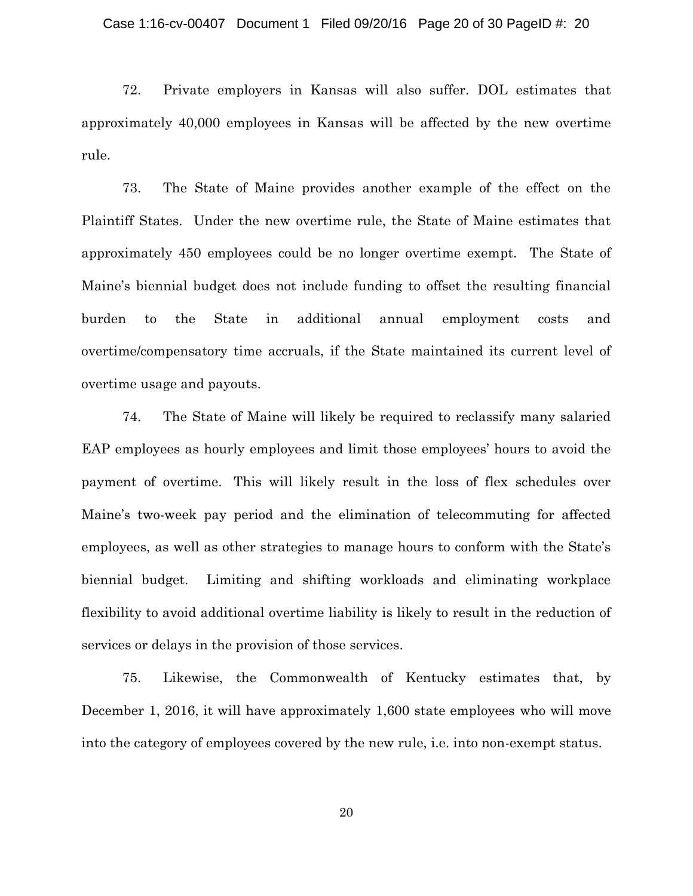72. Private employers in Kansas will also suffer. DOL estimates that approximately 40,000 employees in Kansas will be affected by the new overtime rule.

73. The State of Maine provides another example of the effect on the Plaintiff States. Under the new overtime rule, the State of Maine estimates that approximately 450 employees could be no longer overtime exempt. The State of Maine's biennial budget does not include funding to offset the resulting financial burden to the State in additional annual employment costs and overtime/compensatory time accruals, if the State maintained its current level of overtime usage and payouts.

74. The State of Maine will likely be required to reclassify many salaried EAP employees as hourly employees and limit those employees' hours to avoid the payment of overtime. This will likely result in the loss of flex schedules over Maine's two-week pay period and the elimination of telecommuting for affected employees, as well as other strategies to manage hours to conform with the State's biennial budget. Limiting and shifting workloads and eliminating workplace flexibility to avoid additional overtime liability is likely to result in the reduction of services or delays in the provision of those services.

75. Likewise, the Commonwealth of Kentucky estimates that, by December 1, 2016, it will have approximately 1,600 state employees who will move into the category of employees covered by the new rule, i.e. into non-exempt status.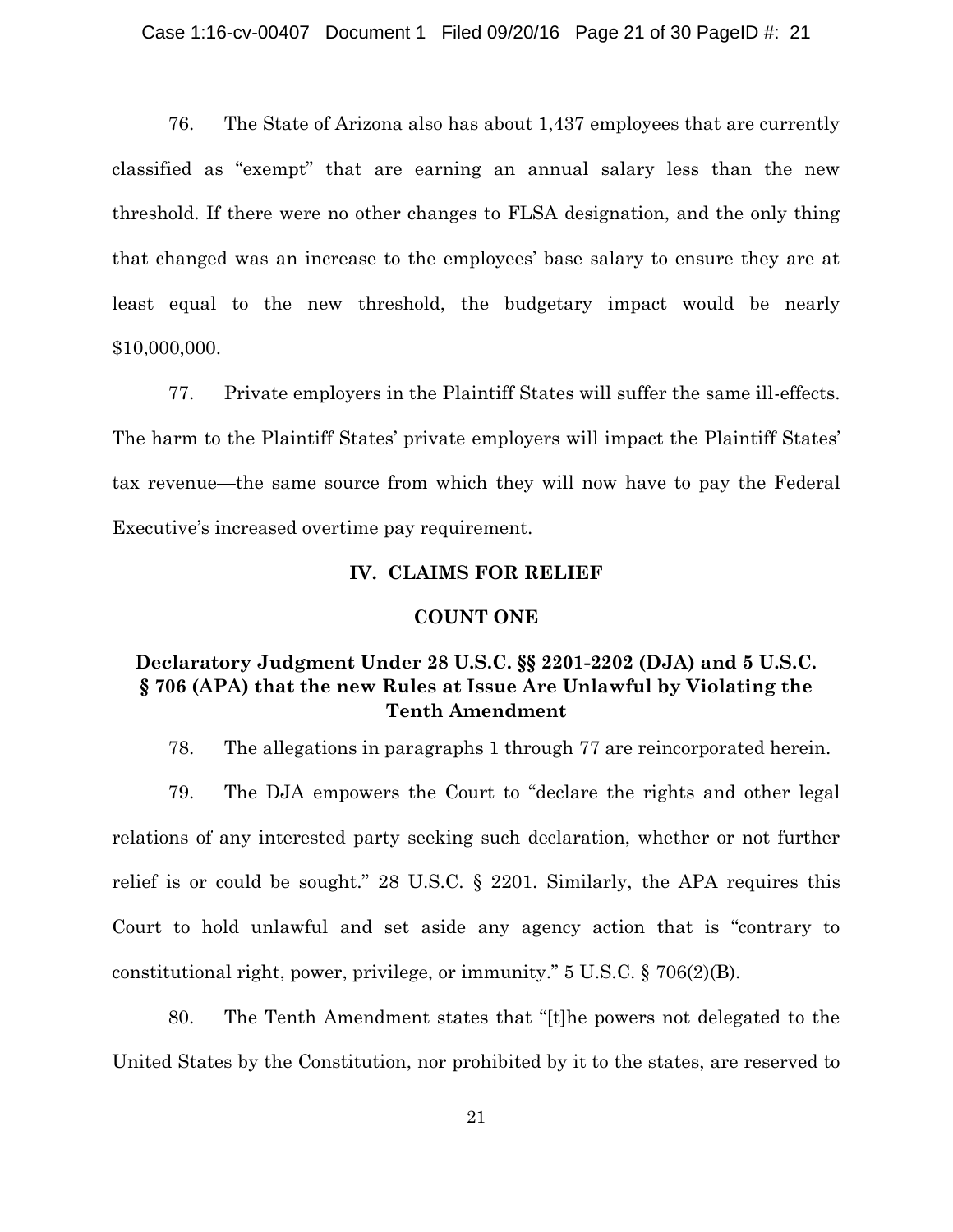76. The State of Arizona also has about 1,437 employees that are currently classified as "exempt" that are earning an annual salary less than the new threshold. If there were no other changes to FLSA designation, and the only thing that changed was an increase to the employees' base salary to ensure they are at least equal to the new threshold, the budgetary impact would be nearly $10,000,000.

77. Private employers in the Plaintiff States will suffer the same ill-effects. The harm to the Plaintiff States' private employers will impact the Plaintiff States' tax revenue—the same source from which they will now have to pay the Federal Executive's increased overtime pay requirement.

## IV. CLAIMS FOR RELIEF

### COUNT ONE

### Declaratory Judgment Under 28 U.S.C. §§ 2201-2202 (DJA) and 5 U.S.C. § 706 (APA) that the new Rules at Issue Are Unlawful by Violating the Tenth Amendment

78. The allegations in paragraphs 1 through 77 are reincorporated herein.

79. The DJA empowers the Court to "declare the rights and other legal relations of any interested party seeking such declaration, whether or not further relief is or could be sought." 28 U.S.C. § 2201. Similarly, the APA requires this Court to hold unlawful and set aside any agency action that is "contrary to constitutional right, power, privilege, or immunity." 5 U.S.C. § 706(2)(B).

80. The Tenth Amendment states that "[t]he powers not delegated to the United States by the Constitution, nor prohibited by it to the states, are reserved to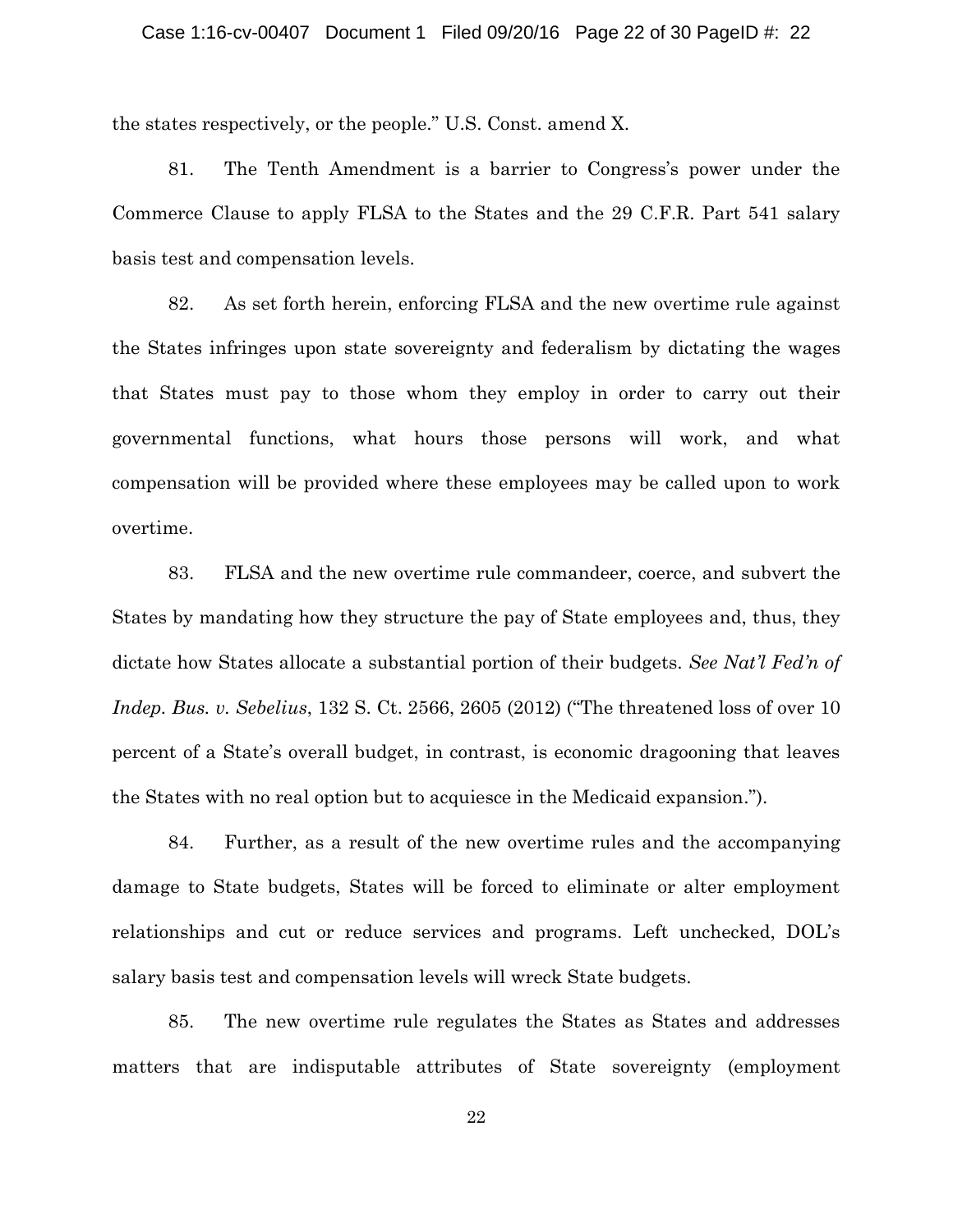the states respectively, or the people." U.S. Const. amend X.

81. The Tenth Amendment is a barrier to Congress's power under the Commerce Clause to apply FLSA to the States and the 29 C.F.R. Part 541 salary basis test and compensation levels.

82. As set forth herein, enforcing FLSA and the new overtime rule against the States infringes upon state sovereignty and federalism by dictating the wages that States must pay to those whom they employ in order to carry out their governmental functions, what hours those persons will work, and what compensation will be provided where these employees may be called upon to work overtime.

83. FLSA and the new overtime rule commandeer, coerce, and subvert the States by mandating how they structure the pay of State employees and, thus, they dictate how States allocate a substantial portion of their budgets. *See Nat'l Fed'n of Indep. Bus. v. Sebelius*, 132 S. Ct. 2566, 2605 (2012) ("The threatened loss of over 10 percent of a State's overall budget, in contrast, is economic dragooning that leaves the States with no real option but to acquiesce in the Medicaid expansion.").

84. Further, as a result of the new overtime rules and the accompanying damage to State budgets, States will be forced to eliminate or alter employment relationships and cut or reduce services and programs. Left unchecked, DOL's salary basis test and compensation levels will wreck State budgets.

85. The new overtime rule regulates the States as States and addresses matters that are indisputable attributes of State sovereignty (employment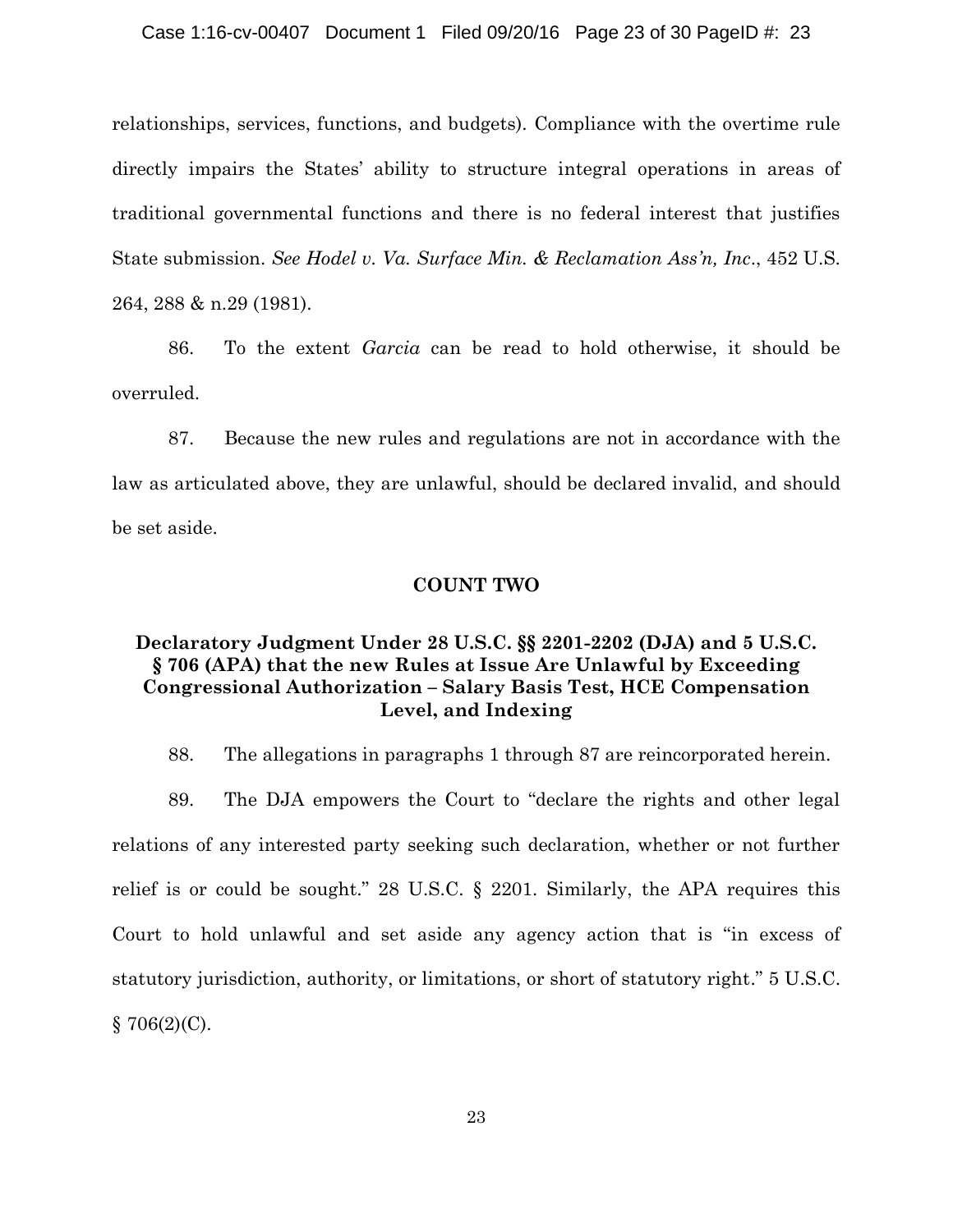relationships, services, functions, and budgets). Compliance with the overtime rule directly impairs the States' ability to structure integral operations in areas of traditional governmental functions and there is no federal interest that justifies State submission. *See Hodel v. Va. Surface Min. & Reclamation Ass'n, Inc*., 452 U.S. 264, 288 & n.29 (1981).

86. To the extent *Garcia* can be read to hold otherwise, it should be overruled.

87. Because the new rules and regulations are not in accordance with the law as articulated above, they are unlawful, should be declared invalid, and should be set aside.

**COUNT TWO**

**Declaratory Judgment Under 28 U.S.C. §§ 2201-2202 (DJA) and 5 U.S.C. § 706 (APA) that the new Rules at Issue Are Unlawful by Exceeding Congressional Authorization – Salary Basis Test, HCE Compensation Level, and Indexing**

88. The allegations in paragraphs 1 through 87 are reincorporated herein.

89. The DJA empowers the Court to "declare the rights and other legal relations of any interested party seeking such declaration, whether or not further relief is or could be sought." 28 U.S.C. § 2201. Similarly, the APA requires this Court to hold unlawful and set aside any agency action that is "in excess of statutory jurisdiction, authority, or limitations, or short of statutory right." 5 U.S.C. § 706(2)(C).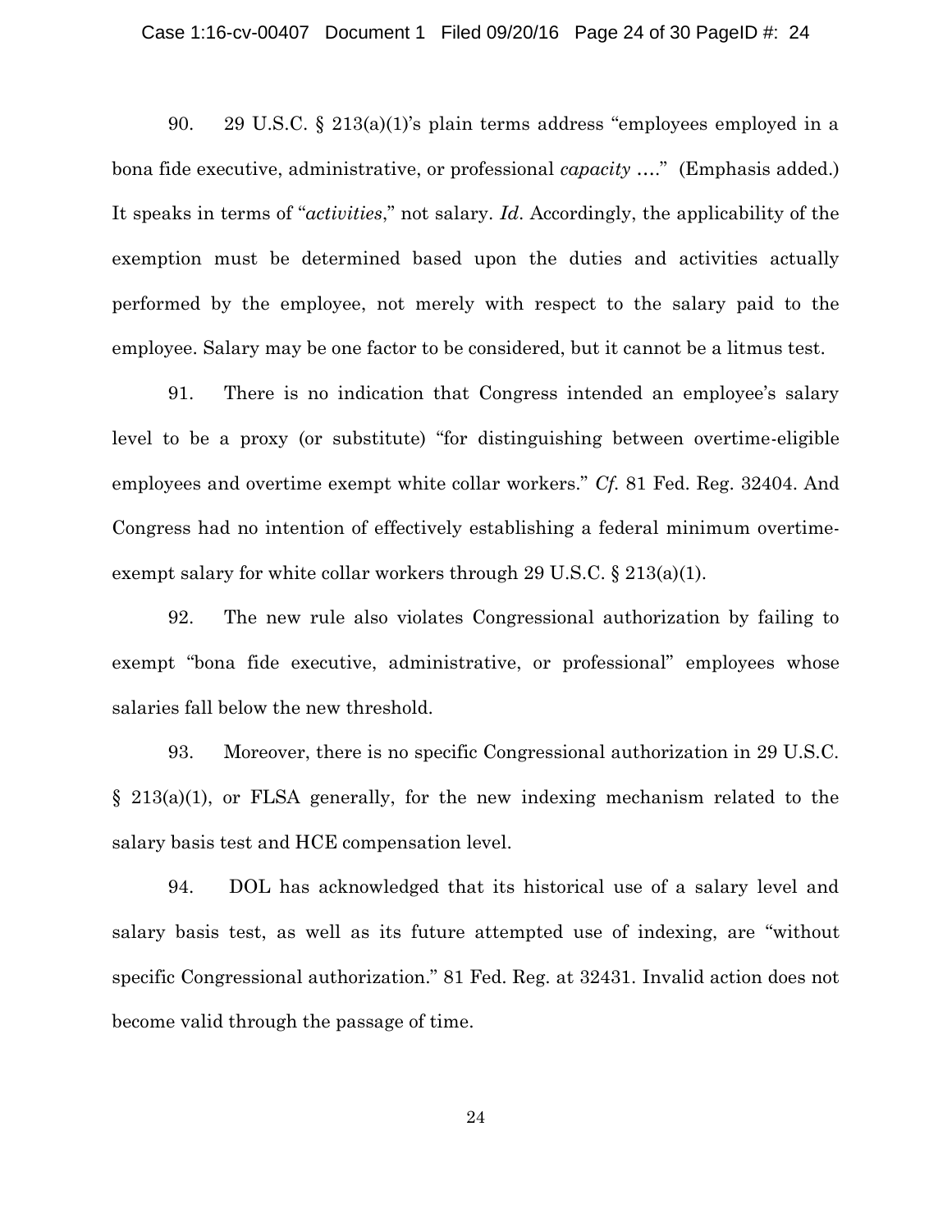90. 29 U.S.C. § 213(a)(1)'s plain terms address "employees employed in a bona fide executive, administrative, or professional *capacity* …." (Emphasis added.) It speaks in terms of "*activities*," not salary. *Id*. Accordingly, the applicability of the exemption must be determined based upon the duties and activities actually performed by the employee, not merely with respect to the salary paid to the employee. Salary may be one factor to be considered, but it cannot be a litmus test.

91. There is no indication that Congress intended an employee's salary level to be a proxy (or substitute) "for distinguishing between overtime-eligible employees and overtime exempt white collar workers." *Cf.* 81 Fed. Reg. 32404. And Congress had no intention of effectively establishing a federal minimum overtime-exempt salary for white collar workers through 29 U.S.C. § 213(a)(1).

92. The new rule also violates Congressional authorization by failing to exempt "bona fide executive, administrative, or professional" employees whose salaries fall below the new threshold.

93. Moreover, there is no specific Congressional authorization in 29 U.S.C. § 213(a)(1), or FLSA generally, for the new indexing mechanism related to the salary basis test and HCE compensation level.

94. DOL has acknowledged that its historical use of a salary level and salary basis test, as well as its future attempted use of indexing, are "without specific Congressional authorization." 81 Fed. Reg. at 32431. Invalid action does not become valid through the passage of time.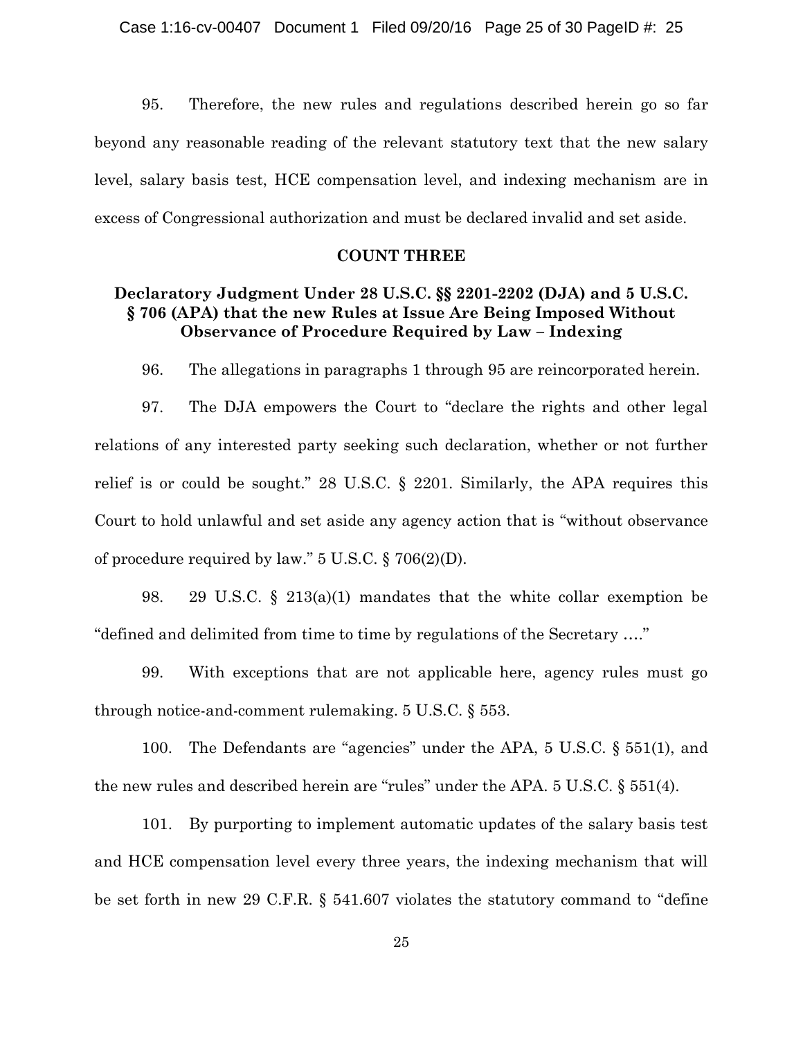95. Therefore, the new rules and regulations described herein go so far beyond any reasonable reading of the relevant statutory text that the new salary level, salary basis test, HCE compensation level, and indexing mechanism are in excess of Congressional authorization and must be declared invalid and set aside.

## COUNT THREE

### Declaratory Judgment Under 28 U.S.C. §§ 2201-2202 (DJA) and 5 U.S.C. § 706 (APA) that the new Rules at Issue Are Being Imposed Without Observance of Procedure Required by Law – Indexing

96. The allegations in paragraphs 1 through 95 are reincorporated herein.

97. The DJA empowers the Court to "declare the rights and other legal relations of any interested party seeking such declaration, whether or not further relief is or could be sought." 28 U.S.C. § 2201. Similarly, the APA requires this Court to hold unlawful and set aside any agency action that is "without observance of procedure required by law." 5 U.S.C. § 706(2)(D).

98. 29 U.S.C. § 213(a)(1) mandates that the white collar exemption be "defined and delimited from time to time by regulations of the Secretary …."

99. With exceptions that are not applicable here, agency rules must go through notice-and-comment rulemaking. 5 U.S.C. § 553.

100. The Defendants are "agencies" under the APA, 5 U.S.C. § 551(1), and the new rules and described herein are "rules" under the APA. 5 U.S.C. § 551(4).

101. By purporting to implement automatic updates of the salary basis test and HCE compensation level every three years, the indexing mechanism that will be set forth in new 29 C.F.R. § 541.607 violates the statutory command to "define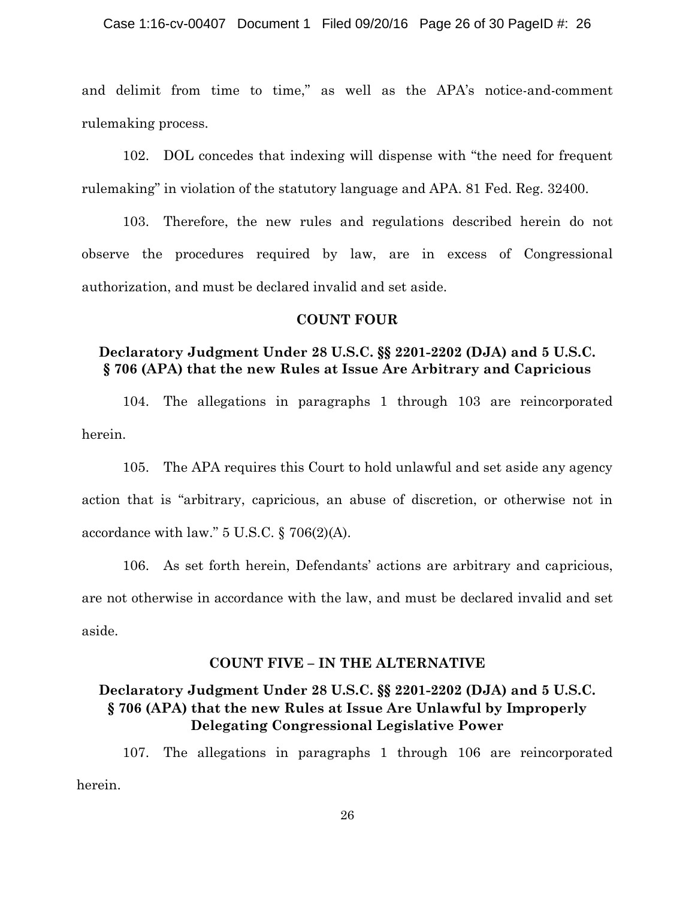and delimit from time to time," as well as the APA's notice-and-comment rulemaking process.

102. DOL concedes that indexing will dispense with "the need for frequent rulemaking" in violation of the statutory language and APA. 81 Fed. Reg. 32400.

103. Therefore, the new rules and regulations described herein do not observe the procedures required by law, are in excess of Congressional authorization, and must be declared invalid and set aside.

## COUNT FOUR

### Declaratory Judgment Under 28 U.S.C. §§ 2201-2202 (DJA) and 5 U.S.C. § 706 (APA) that the new Rules at Issue Are Arbitrary and Capricious

104. The allegations in paragraphs 1 through 103 are reincorporated herein.

105. The APA requires this Court to hold unlawful and set aside any agency action that is "arbitrary, capricious, an abuse of discretion, or otherwise not in accordance with law." 5 U.S.C. § 706(2)(A).

106. As set forth herein, Defendants' actions are arbitrary and capricious, are not otherwise in accordance with the law, and must be declared invalid and set aside.

## COUNT FIVE – IN THE ALTERNATIVE

### Declaratory Judgment Under 28 U.S.C. §§ 2201-2202 (DJA) and 5 U.S.C. § 706 (APA) that the new Rules at Issue Are Unlawful by Improperly Delegating Congressional Legislative Power

107. The allegations in paragraphs 1 through 106 are reincorporated herein.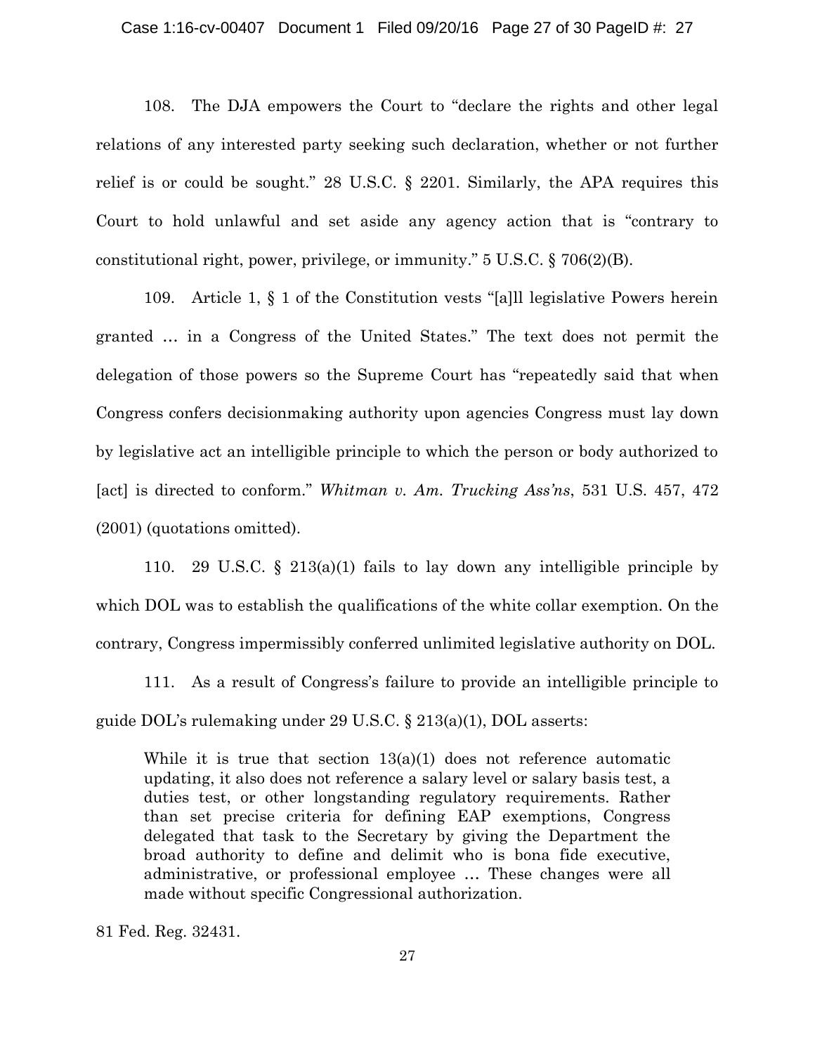108. The DJA empowers the Court to "declare the rights and other legal relations of any interested party seeking such declaration, whether or not further relief is or could be sought." 28 U.S.C. § 2201. Similarly, the APA requires this Court to hold unlawful and set aside any agency action that is "contrary to constitutional right, power, privilege, or immunity." 5 U.S.C. § 706(2)(B).

109. Article 1, § 1 of the Constitution vests "[a]ll legislative Powers herein granted … in a Congress of the United States." The text does not permit the delegation of those powers so the Supreme Court has "repeatedly said that when Congress confers decisionmaking authority upon agencies Congress must lay down by legislative act an intelligible principle to which the person or body authorized to [act] is directed to conform." *Whitman v. Am. Trucking Ass'ns*, 531 U.S. 457, 472 (2001) (quotations omitted).

110. 29 U.S.C. § 213(a)(1) fails to lay down any intelligible principle by which DOL was to establish the qualifications of the white collar exemption. On the contrary, Congress impermissibly conferred unlimited legislative authority on DOL.

111. As a result of Congress's failure to provide an intelligible principle to guide DOL's rulemaking under 29 U.S.C. § 213(a)(1), DOL asserts:

> While it is true that section 13(a)(1) does not reference automatic updating, it also does not reference a salary level or salary basis test, a duties test, or other longstanding regulatory requirements. Rather than set precise criteria for defining EAP exemptions, Congress delegated that task to the Secretary by giving the Department the broad authority to define and delimit who is bona fide executive, administrative, or professional employee … These changes were all made without specific Congressional authorization.

81 Fed. Reg. 32431.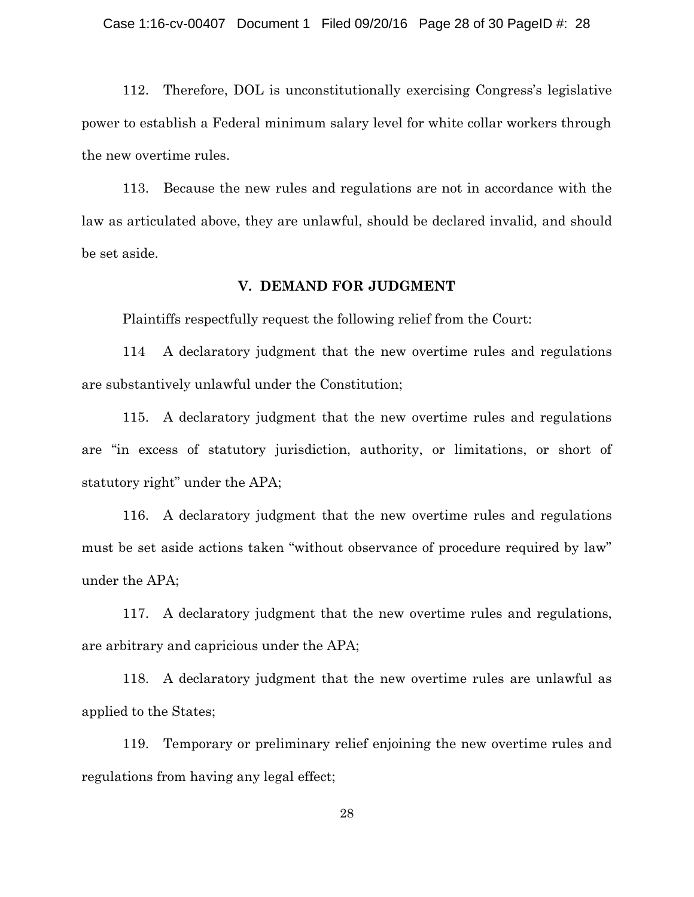112. Therefore, DOL is unconstitutionally exercising Congress's legislative power to establish a Federal minimum salary level for white collar workers through the new overtime rules.

113. Because the new rules and regulations are not in accordance with the law as articulated above, they are unlawful, should be declared invalid, and should be set aside.

## V. DEMAND FOR JUDGMENT

Plaintiffs respectfully request the following relief from the Court:

114 A declaratory judgment that the new overtime rules and regulations are substantively unlawful under the Constitution;

115. A declaratory judgment that the new overtime rules and regulations are "in excess of statutory jurisdiction, authority, or limitations, or short of statutory right" under the APA;

116. A declaratory judgment that the new overtime rules and regulations must be set aside actions taken "without observance of procedure required by law" under the APA;

117. A declaratory judgment that the new overtime rules and regulations, are arbitrary and capricious under the APA;

118. A declaratory judgment that the new overtime rules are unlawful as applied to the States;

119. Temporary or preliminary relief enjoining the new overtime rules and regulations from having any legal effect;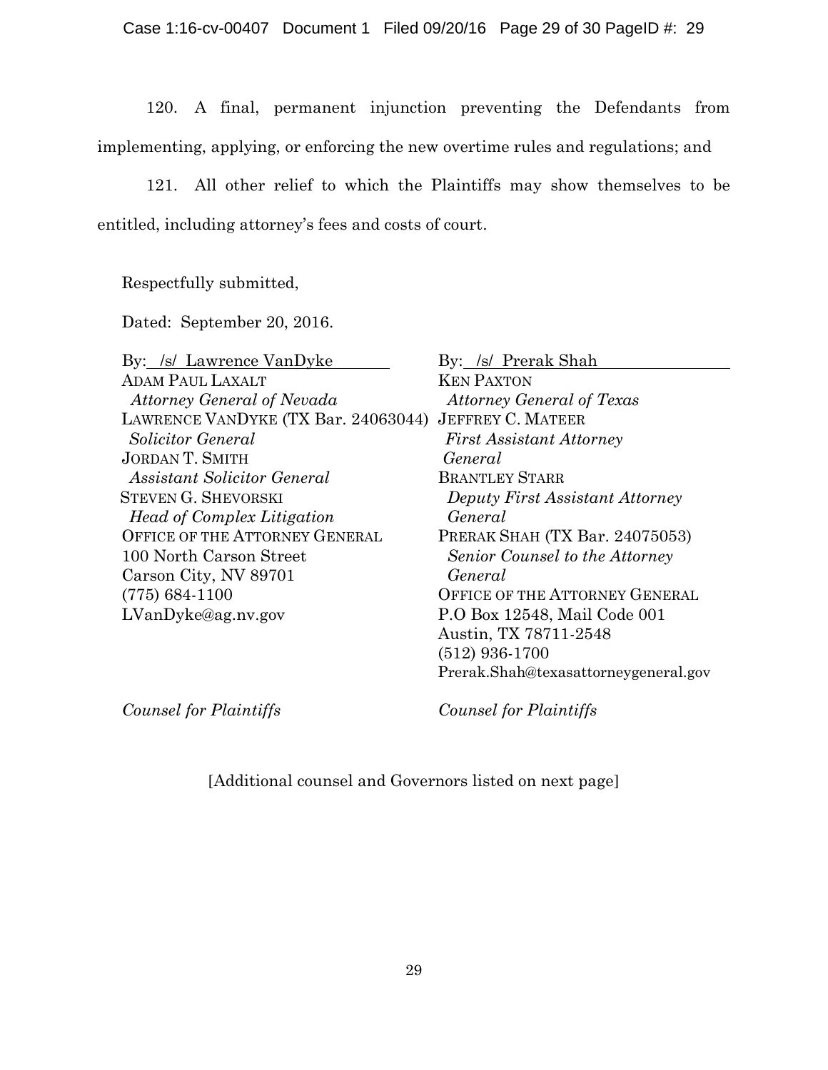120. A final, permanent injunction preventing the Defendants from implementing, applying, or enforcing the new overtime rules and regulations; and

121. All other relief to which the Plaintiffs may show themselves to be entitled, including attorney's fees and costs of court.

Respectfully submitted,

Dated: September 20, 2016.

By: /s/ Lawrence VanDyke
ADAM PAUL LAXALT
*Attorney General of Nevada*
LAWRENCE VANDYKE (TX Bar. 24063044)
*Solicitor General*
JORDAN T. SMITH
*Assistant Solicitor General*
STEVEN G. SHEVORSKI
*Head of Complex Litigation*
OFFICE OF THE ATTORNEY GENERAL
100 North Carson Street
Carson City, NV 89701
(775) 684-1100
LVanDyke@ag.nv.gov

*Counsel for Plaintiffs*

By: /s/ Prerak Shah
KEN PAXTON
*Attorney General of Texas*
JEFFREY C. MATEER
*First Assistant Attorney General*
BRANTLEY STARR
*Deputy First Assistant Attorney General*
PRERAK SHAH (TX Bar. 24075053)
*Senior Counsel to the Attorney General*
OFFICE OF THE ATTORNEY GENERAL
P.O Box 12548, Mail Code 001
Austin, TX 78711-2548
(512) 936-1700
Prerak.Shah@texasattorneygeneral.gov

*Counsel for Plaintiffs*

[Additional counsel and Governors listed on next page]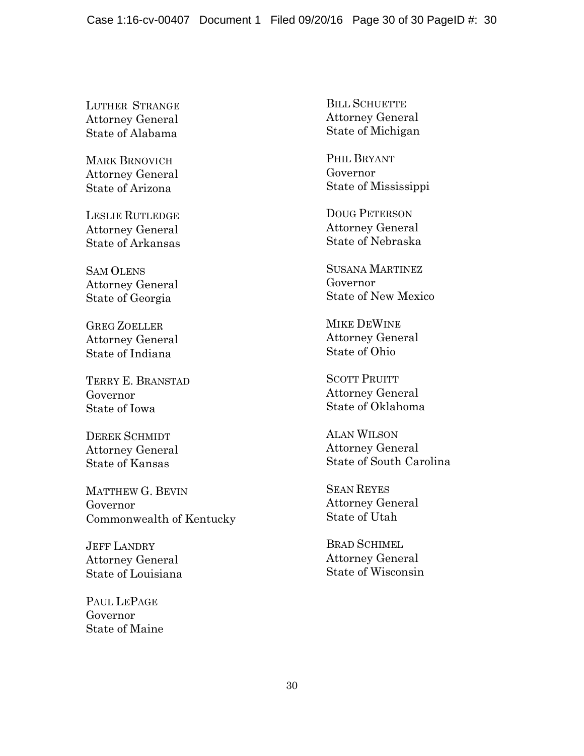LUTHER STRANGE
Attorney General
State of Alabama

MARK BRNOVICH
Attorney General
State of Arizona

LESLIE RUTLEDGE
Attorney General
State of Arkansas

SAM OLENS
Attorney General
State of Georgia

GREG ZOELLER
Attorney General
State of Indiana

TERRY E. BRANSTAD
Governor
State of Iowa

DEREK SCHMIDT
Attorney General
State of Kansas

MATTHEW G. BEVIN
Governor
Commonwealth of Kentucky

JEFF LANDRY
Attorney General
State of Louisiana

PAUL LEPAGE
Governor
State of Maine

BILL SCHUETTE
Attorney General
State of Michigan

PHIL BRYANT
Governor
State of Mississippi

DOUG PETERSON
Attorney General
State of Nebraska

SUSANA MARTINEZ
Governor
State of New Mexico

MIKE DEWINE
Attorney General
State of Ohio

SCOTT PRUITT
Attorney General
State of Oklahoma

ALAN WILSON
Attorney General
State of South Carolina

SEAN REYES
Attorney General
State of Utah

BRAD SCHIMEL
Attorney General
State of Wisconsin